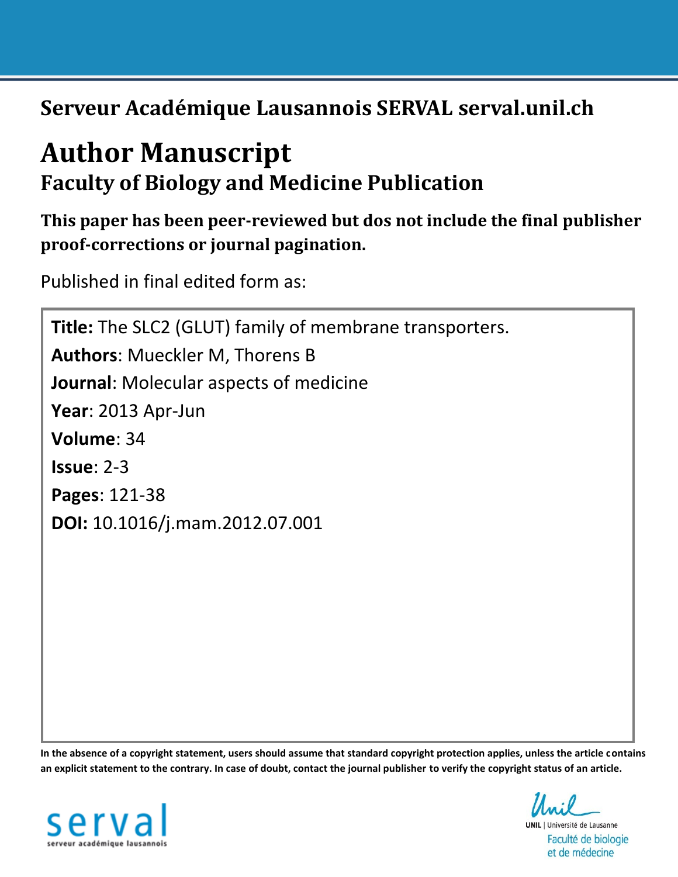# Serveur Académique Lausannois SERVAL serval.unil.ch

# Author Manuscript

## Faculty of Biology and Medicine Publication

**This paper has been peer-reviewed but dos not include the final publisher proof-corrections or journal pagination.**

Published in final edited form as:

**Title:** The SLC2 (GLUT) family of membrane transporters.
**Authors**: Mueckler M, Thorens B
**Journal**: Molecular aspects of medicine
**Year**: 2013 Apr-Jun
**Volume**: 34
**Issue**: 2-3
**Pages**: 121-38
**DOI:** 10.1016/j.mam.2012.07.001

**In the absence of a copyright statement, users should assume that standard copyright protection applies, unless the article contains an explicit statement to the contrary. In case of doubt, contact the journal publisher to verify the copyright status of an article.**

serval
serveur académique lausannois

UNIL | Université de Lausanne
Faculté de biologie et de médecine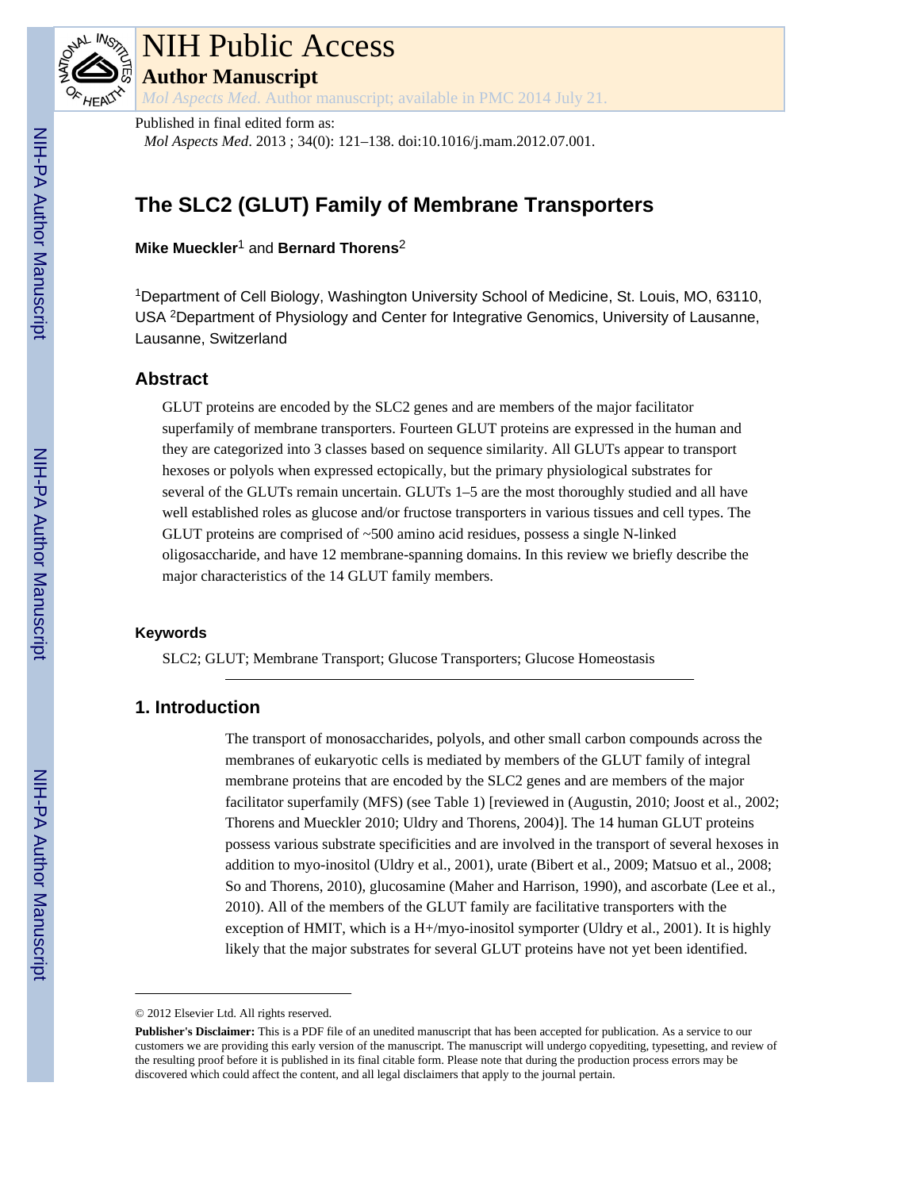NIH Public Access

**Author Manuscript**

*Mol Aspects Med*. Author manuscript; available in PMC 2014 July 21.

Published in final edited form as:

*Mol Aspects Med*. 2013 ; 34(0): 121–138. doi:10.1016/j.mam.2012.07.001.

# The SLC2 (GLUT) Family of Membrane Transporters

**Mike Mueckler**[1] and **Bernard Thorens**[2]

[1]Department of Cell Biology, Washington University School of Medicine, St. Louis, MO, 63110, USA [2]Department of Physiology and Center for Integrative Genomics, University of Lausanne, Lausanne, Switzerland

## Abstract

GLUT proteins are encoded by the SLC2 genes and are members of the major facilitator superfamily of membrane transporters. Fourteen GLUT proteins are expressed in the human and they are categorized into 3 classes based on sequence similarity. All GLUTs appear to transport hexoses or polyols when expressed ectopically, but the primary physiological substrates for several of the GLUTs remain uncertain. GLUTs 1–5 are the most thoroughly studied and all have well established roles as glucose and/or fructose transporters in various tissues and cell types. The GLUT proteins are comprised of ~500 amino acid residues, possess a single N-linked oligosaccharide, and have 12 membrane-spanning domains. In this review we briefly describe the major characteristics of the 14 GLUT family members.

### Keywords

SLC2; GLUT; Membrane Transport; Glucose Transporters; Glucose Homeostasis

## 1. Introduction

The transport of monosaccharides, polyols, and other small carbon compounds across the membranes of eukaryotic cells is mediated by members of the GLUT family of integral membrane proteins that are encoded by the SLC2 genes and are members of the major facilitator superfamily (MFS) (see Table 1) [reviewed in (Augustin, 2010; Joost et al., 2002; Thorens and Mueckler 2010; Uldry and Thorens, 2004)]. The 14 human GLUT proteins possess various substrate specificities and are involved in the transport of several hexoses in addition to myo-inositol (Uldry et al., 2001), urate (Bibert et al., 2009; Matsuo et al., 2008; So and Thorens, 2010), glucosamine (Maher and Harrison, 1990), and ascorbate (Lee et al., 2010). All of the members of the GLUT family are facilitative transporters with the exception of HMIT, which is a H+/myo-inositol symporter (Uldry et al., 2001). It is highly likely that the major substrates for several GLUT proteins have not yet been identified.

© 2012 Elsevier Ltd. All rights reserved.

**Publisher's Disclaimer:** This is a PDF file of an unedited manuscript that has been accepted for publication. As a service to our customers we are providing this early version of the manuscript. The manuscript will undergo copyediting, typesetting, and review of the resulting proof before it is published in its final citable form. Please note that during the production process errors may be discovered which could affect the content, and all legal disclaimers that apply to the journal pertain.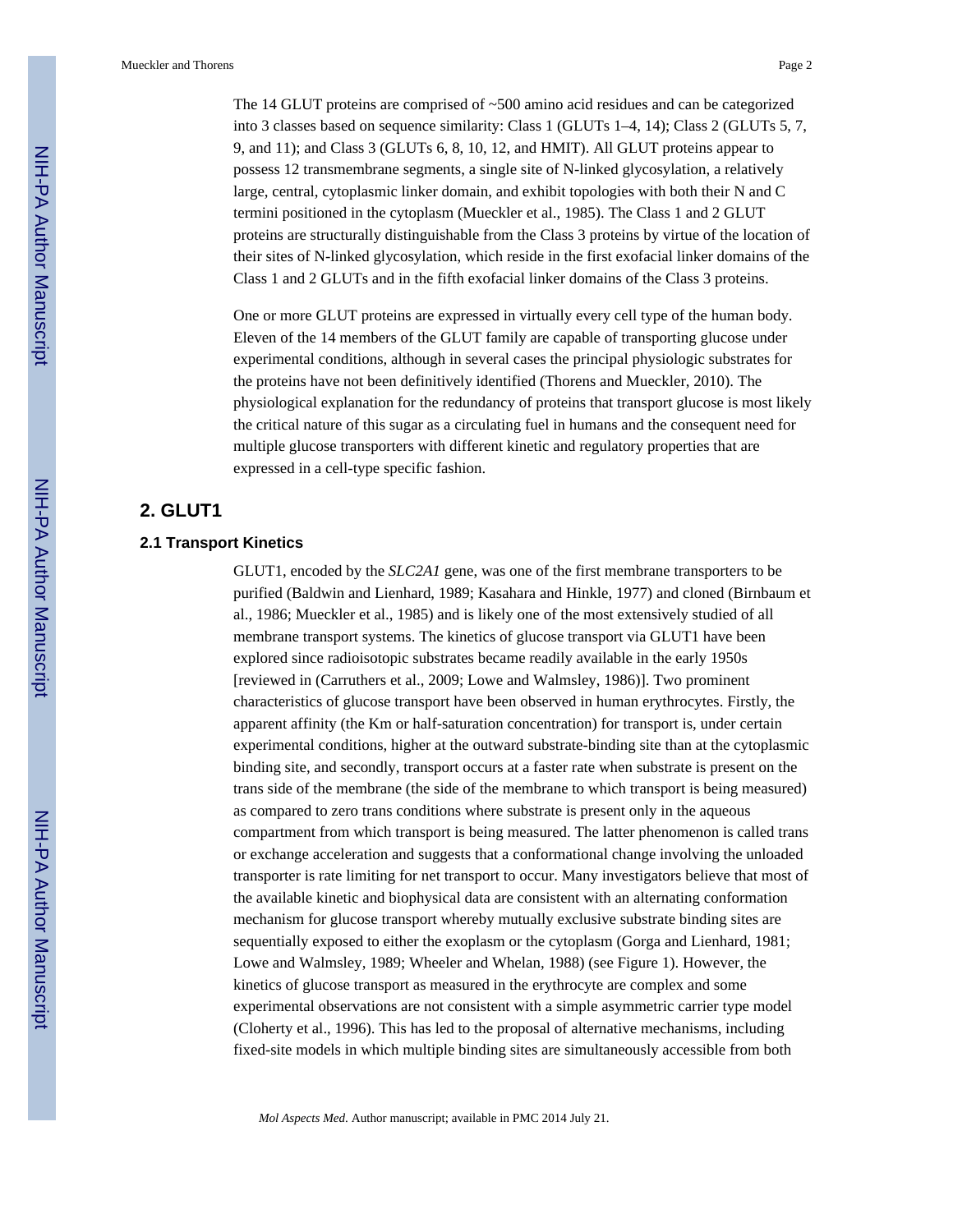The 14 GLUT proteins are comprised of ~500 amino acid residues and can be categorized into 3 classes based on sequence similarity: Class 1 (GLUTs 1–4, 14); Class 2 (GLUTs 5, 7, 9, and 11); and Class 3 (GLUTs 6, 8, 10, 12, and HMIT). All GLUT proteins appear to possess 12 transmembrane segments, a single site of N-linked glycosylation, a relatively large, central, cytoplasmic linker domain, and exhibit topologies with both their N and C termini positioned in the cytoplasm (Mueckler et al., 1985). The Class 1 and 2 GLUT proteins are structurally distinguishable from the Class 3 proteins by virtue of the location of their sites of N-linked glycosylation, which reside in the first exofacial linker domains of the Class 1 and 2 GLUTs and in the fifth exofacial linker domains of the Class 3 proteins.

One or more GLUT proteins are expressed in virtually every cell type of the human body. Eleven of the 14 members of the GLUT family are capable of transporting glucose under experimental conditions, although in several cases the principal physiologic substrates for the proteins have not been definitively identified (Thorens and Mueckler, 2010). The physiological explanation for the redundancy of proteins that transport glucose is most likely the critical nature of this sugar as a circulating fuel in humans and the consequent need for multiple glucose transporters with different kinetic and regulatory properties that are expressed in a cell-type specific fashion.

## 2. GLUT1

### 2.1 Transport Kinetics

GLUT1, encoded by the *SLC2A1* gene, was one of the first membrane transporters to be purified (Baldwin and Lienhard, 1989; Kasahara and Hinkle, 1977) and cloned (Birnbaum et al., 1986; Mueckler et al., 1985) and is likely one of the most extensively studied of all membrane transport systems. The kinetics of glucose transport via GLUT1 have been explored since radioisotopic substrates became readily available in the early 1950s [reviewed in (Carruthers et al., 2009; Lowe and Walmsley, 1986)]. Two prominent characteristics of glucose transport have been observed in human erythrocytes. Firstly, the apparent affinity (the Km or half-saturation concentration) for transport is, under certain experimental conditions, higher at the outward substrate-binding site than at the cytoplasmic binding site, and secondly, transport occurs at a faster rate when substrate is present on the trans side of the membrane (the side of the membrane to which transport is being measured) as compared to zero trans conditions where substrate is present only in the aqueous compartment from which transport is being measured. The latter phenomenon is called trans or exchange acceleration and suggests that a conformational change involving the unloaded transporter is rate limiting for net transport to occur. Many investigators believe that most of the available kinetic and biophysical data are consistent with an alternating conformation mechanism for glucose transport whereby mutually exclusive substrate binding sites are sequentially exposed to either the exoplasm or the cytoplasm (Gorga and Lienhard, 1981; Lowe and Walmsley, 1989; Wheeler and Whelan, 1988) (see Figure 1). However, the kinetics of glucose transport as measured in the erythrocyte are complex and some experimental observations are not consistent with a simple asymmetric carrier type model (Cloherty et al., 1996). This has led to the proposal of alternative mechanisms, including fixed-site models in which multiple binding sites are simultaneously accessible from both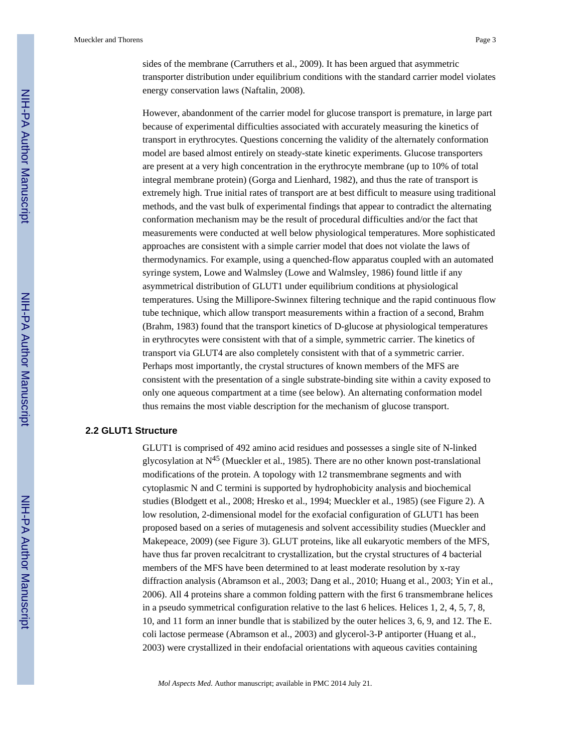sides of the membrane (Carruthers et al., 2009). It has been argued that asymmetric transporter distribution under equilibrium conditions with the standard carrier model violates energy conservation laws (Naftalin, 2008).

However, abandonment of the carrier model for glucose transport is premature, in large part because of experimental difficulties associated with accurately measuring the kinetics of transport in erythrocytes. Questions concerning the validity of the alternately conformation model are based almost entirely on steady-state kinetic experiments. Glucose transporters are present at a very high concentration in the erythrocyte membrane (up to 10% of total integral membrane protein) (Gorga and Lienhard, 1982), and thus the rate of transport is extremely high. True initial rates of transport are at best difficult to measure using traditional methods, and the vast bulk of experimental findings that appear to contradict the alternating conformation mechanism may be the result of procedural difficulties and/or the fact that measurements were conducted at well below physiological temperatures. More sophisticated approaches are consistent with a simple carrier model that does not violate the laws of thermodynamics. For example, using a quenched-flow apparatus coupled with an automated syringe system, Lowe and Walmsley (Lowe and Walmsley, 1986) found little if any asymmetrical distribution of GLUT1 under equilibrium conditions at physiological temperatures. Using the Millipore-Swinnex filtering technique and the rapid continuous flow tube technique, which allow transport measurements within a fraction of a second, Brahm (Brahm, 1983) found that the transport kinetics of D-glucose at physiological temperatures in erythrocytes were consistent with that of a simple, symmetric carrier. The kinetics of transport via GLUT4 are also completely consistent with that of a symmetric carrier. Perhaps most importantly, the crystal structures of known members of the MFS are consistent with the presentation of a single substrate-binding site within a cavity exposed to only one aqueous compartment at a time (see below). An alternating conformation model thus remains the most viable description for the mechanism of glucose transport.

## 2.2 GLUT1 Structure

GLUT1 is comprised of 492 amino acid residues and possesses a single site of N-linked glycosylation at $N^{45}$ (Mueckler et al., 1985). There are no other known post-translational modifications of the protein. A topology with 12 transmembrane segments and with cytoplasmic N and C termini is supported by hydrophobicity analysis and biochemical studies (Blodgett et al., 2008; Hresko et al., 1994; Mueckler et al., 1985) (see Figure 2). A low resolution, 2-dimensional model for the exofacial configuration of GLUT1 has been proposed based on a series of mutagenesis and solvent accessibility studies (Mueckler and Makepeace, 2009) (see Figure 3). GLUT proteins, like all eukaryotic members of the MFS, have thus far proven recalcitrant to crystallization, but the crystal structures of 4 bacterial members of the MFS have been determined to at least moderate resolution by x-ray diffraction analysis (Abramson et al., 2003; Dang et al., 2010; Huang et al., 2003; Yin et al., 2006). All 4 proteins share a common folding pattern with the first 6 transmembrane helices in a pseudo symmetrical configuration relative to the last 6 helices. Helices 1, 2, 4, 5, 7, 8, 10, and 11 form an inner bundle that is stabilized by the outer helices 3, 6, 9, and 12. The E. coli lactose permease (Abramson et al., 2003) and glycerol-3-P antiporter (Huang et al., 2003) were crystallized in their endofacial orientations with aqueous cavities containing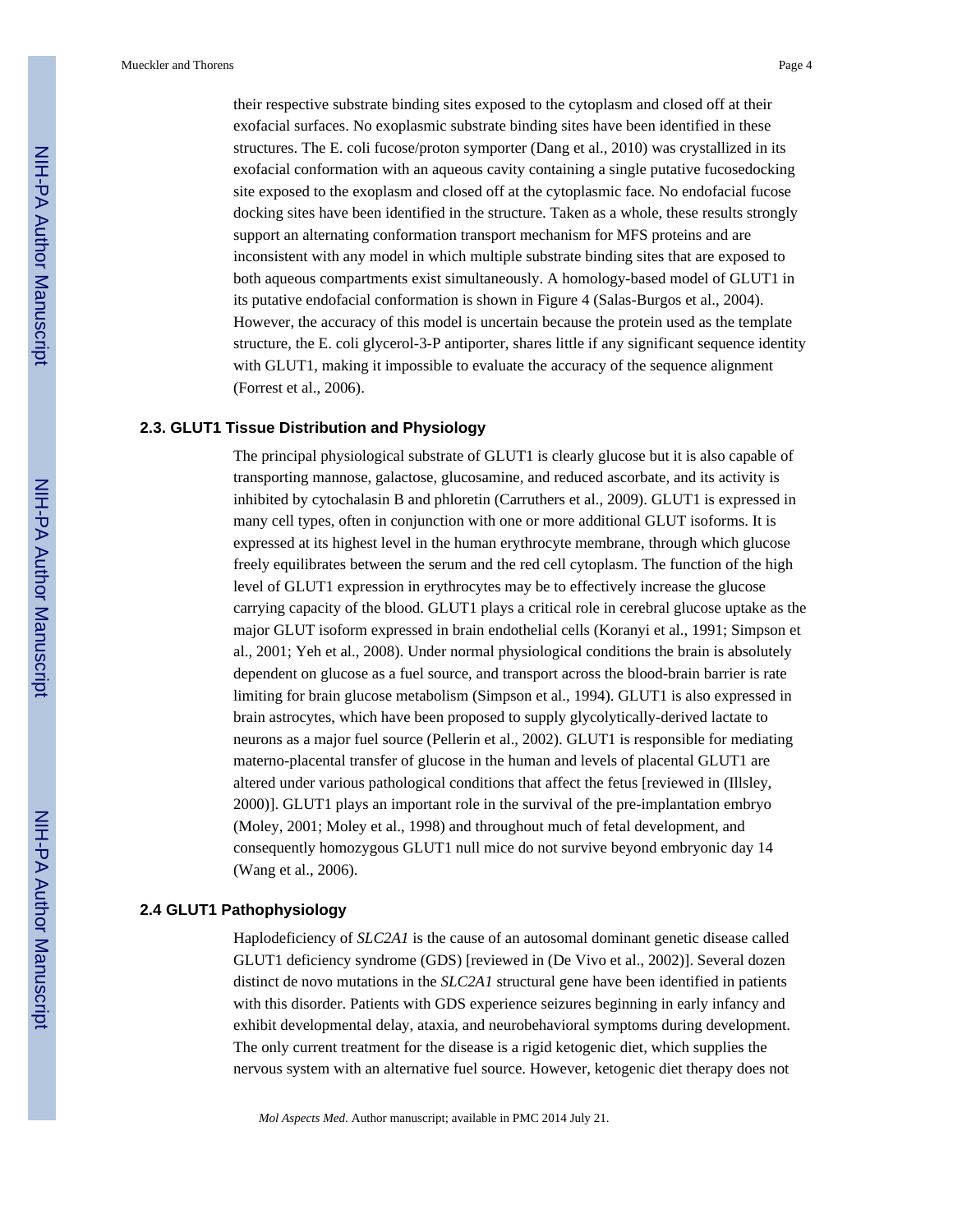their respective substrate binding sites exposed to the cytoplasm and closed off at their exofacial surfaces. No exoplasmic substrate binding sites have been identified in these structures. The E. coli fucose/proton symporter (Dang et al., 2010) was crystallized in its exofacial conformation with an aqueous cavity containing a single putative fucosedocking site exposed to the exoplasm and closed off at the cytoplasmic face. No endofacial fucose docking sites have been identified in the structure. Taken as a whole, these results strongly support an alternating conformation transport mechanism for MFS proteins and are inconsistent with any model in which multiple substrate binding sites that are exposed to both aqueous compartments exist simultaneously. A homology-based model of GLUT1 in its putative endofacial conformation is shown in Figure 4 (Salas-Burgos et al., 2004). However, the accuracy of this model is uncertain because the protein used as the template structure, the E. coli glycerol-3-P antiporter, shares little if any significant sequence identity with GLUT1, making it impossible to evaluate the accuracy of the sequence alignment (Forrest et al., 2006).

## 2.3. GLUT1 Tissue Distribution and Physiology

The principal physiological substrate of GLUT1 is clearly glucose but it is also capable of transporting mannose, galactose, glucosamine, and reduced ascorbate, and its activity is inhibited by cytochalasin B and phloretin (Carruthers et al., 2009). GLUT1 is expressed in many cell types, often in conjunction with one or more additional GLUT isoforms. It is expressed at its highest level in the human erythrocyte membrane, through which glucose freely equilibrates between the serum and the red cell cytoplasm. The function of the high level of GLUT1 expression in erythrocytes may be to effectively increase the glucose carrying capacity of the blood. GLUT1 plays a critical role in cerebral glucose uptake as the major GLUT isoform expressed in brain endothelial cells (Koranyi et al., 1991; Simpson et al., 2001; Yeh et al., 2008). Under normal physiological conditions the brain is absolutely dependent on glucose as a fuel source, and transport across the blood-brain barrier is rate limiting for brain glucose metabolism (Simpson et al., 1994). GLUT1 is also expressed in brain astrocytes, which have been proposed to supply glycolytically-derived lactate to neurons as a major fuel source (Pellerin et al., 2002). GLUT1 is responsible for mediating materno-placental transfer of glucose in the human and levels of placental GLUT1 are altered under various pathological conditions that affect the fetus [reviewed in (Illsley, 2000)]. GLUT1 plays an important role in the survival of the pre-implantation embryo (Moley, 2001; Moley et al., 1998) and throughout much of fetal development, and consequently homozygous GLUT1 null mice do not survive beyond embryonic day 14 (Wang et al., 2006).

## 2.4 GLUT1 Pathophysiology

Haplodeficiency of *SLC2A1* is the cause of an autosomal dominant genetic disease called GLUT1 deficiency syndrome (GDS) [reviewed in (De Vivo et al., 2002)]. Several dozen distinct de novo mutations in the *SLC2A1* structural gene have been identified in patients with this disorder. Patients with GDS experience seizures beginning in early infancy and exhibit developmental delay, ataxia, and neurobehavioral symptoms during development. The only current treatment for the disease is a rigid ketogenic diet, which supplies the nervous system with an alternative fuel source. However, ketogenic diet therapy does not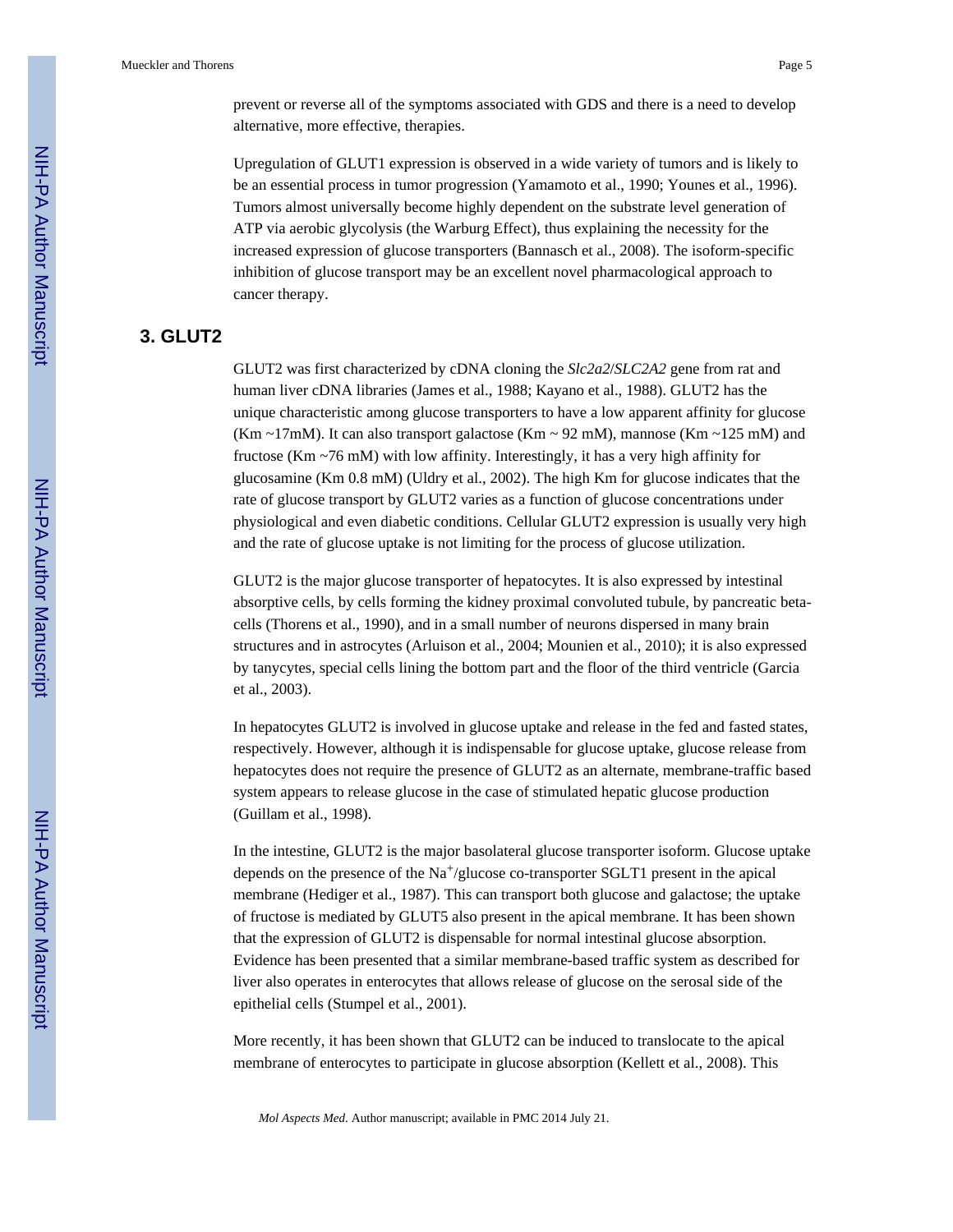prevent or reverse all of the symptoms associated with GDS and there is a need to develop alternative, more effective, therapies.

Upregulation of GLUT1 expression is observed in a wide variety of tumors and is likely to be an essential process in tumor progression (Yamamoto et al., 1990; Younes et al., 1996). Tumors almost universally become highly dependent on the substrate level generation of ATP via aerobic glycolysis (the Warburg Effect), thus explaining the necessity for the increased expression of glucose transporters (Bannasch et al., 2008). The isoform-specific inhibition of glucose transport may be an excellent novel pharmacological approach to cancer therapy.

## 3. GLUT2

GLUT2 was first characterized by cDNA cloning the *Slc2a2*/*SLC2A2* gene from rat and human liver cDNA libraries (James et al., 1988; Kayano et al., 1988). GLUT2 has the unique characteristic among glucose transporters to have a low apparent affinity for glucose (Km ~17mM). It can also transport galactose (Km ~ 92 mM), mannose (Km ~125 mM) and fructose (Km ~76 mM) with low affinity. Interestingly, it has a very high affinity for glucosamine (Km 0.8 mM) (Uldry et al., 2002). The high Km for glucose indicates that the rate of glucose transport by GLUT2 varies as a function of glucose concentrations under physiological and even diabetic conditions. Cellular GLUT2 expression is usually very high and the rate of glucose uptake is not limiting for the process of glucose utilization.

GLUT2 is the major glucose transporter of hepatocytes. It is also expressed by intestinal absorptive cells, by cells forming the kidney proximal convoluted tubule, by pancreatic beta-cells (Thorens et al., 1990), and in a small number of neurons dispersed in many brain structures and in astrocytes (Arluison et al., 2004; Mounien et al., 2010); it is also expressed by tanycytes, special cells lining the bottom part and the floor of the third ventricle (Garcia et al., 2003).

In hepatocytes GLUT2 is involved in glucose uptake and release in the fed and fasted states, respectively. However, although it is indispensable for glucose uptake, glucose release from hepatocytes does not require the presence of GLUT2 as an alternate, membrane-traffic based system appears to release glucose in the case of stimulated hepatic glucose production (Guillam et al., 1998).

In the intestine, GLUT2 is the major basolateral glucose transporter isoform. Glucose uptake depends on the presence of the $Na^+$/glucose co-transporter SGLT1 present in the apical membrane (Hediger et al., 1987). This can transport both glucose and galactose; the uptake of fructose is mediated by GLUT5 also present in the apical membrane. It has been shown that the expression of GLUT2 is dispensable for normal intestinal glucose absorption. Evidence has been presented that a similar membrane-based traffic system as described for liver also operates in enterocytes that allows release of glucose on the serosal side of the epithelial cells (Stumpel et al., 2001).

More recently, it has been shown that GLUT2 can be induced to translocate to the apical membrane of enterocytes to participate in glucose absorption (Kellett et al., 2008). This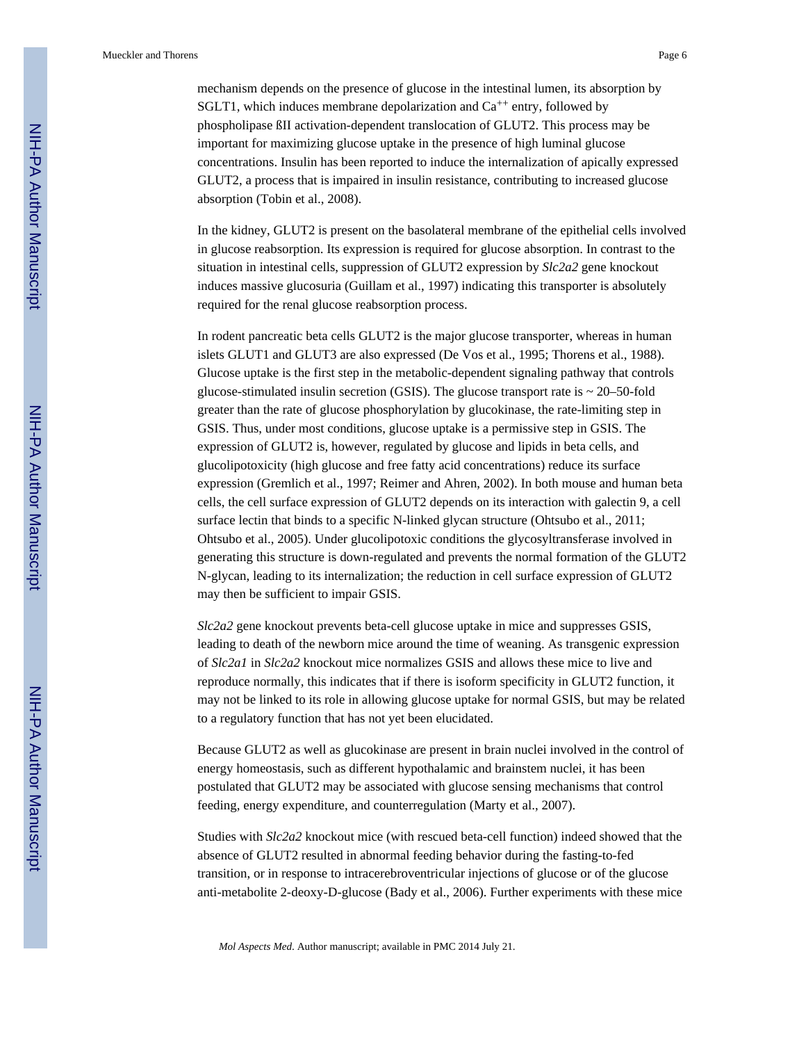mechanism depends on the presence of glucose in the intestinal lumen, its absorption by SGLT1, which induces membrane depolarization and $Ca^{++}$ entry, followed by phospholipase ßII activation-dependent translocation of GLUT2. This process may be important for maximizing glucose uptake in the presence of high luminal glucose concentrations. Insulin has been reported to induce the internalization of apically expressed GLUT2, a process that is impaired in insulin resistance, contributing to increased glucose absorption (Tobin et al., 2008).

In the kidney, GLUT2 is present on the basolateral membrane of the epithelial cells involved in glucose reabsorption. Its expression is required for glucose absorption. In contrast to the situation in intestinal cells, suppression of GLUT2 expression by *Slc2a2* gene knockout induces massive glucosuria (Guillam et al., 1997) indicating this transporter is absolutely required for the renal glucose reabsorption process.

In rodent pancreatic beta cells GLUT2 is the major glucose transporter, whereas in human islets GLUT1 and GLUT3 are also expressed (De Vos et al., 1995; Thorens et al., 1988). Glucose uptake is the first step in the metabolic-dependent signaling pathway that controls glucose-stimulated insulin secretion (GSIS). The glucose transport rate is ~ 20–50-fold greater than the rate of glucose phosphorylation by glucokinase, the rate-limiting step in GSIS. Thus, under most conditions, glucose uptake is a permissive step in GSIS. The expression of GLUT2 is, however, regulated by glucose and lipids in beta cells, and glucolipotoxicity (high glucose and free fatty acid concentrations) reduce its surface expression (Gremlich et al., 1997; Reimer and Ahren, 2002). In both mouse and human beta cells, the cell surface expression of GLUT2 depends on its interaction with galectin 9, a cell surface lectin that binds to a specific N-linked glycan structure (Ohtsubo et al., 2011; Ohtsubo et al., 2005). Under glucolipotoxic conditions the glycosyltransferase involved in generating this structure is down-regulated and prevents the normal formation of the GLUT2 N-glycan, leading to its internalization; the reduction in cell surface expression of GLUT2 may then be sufficient to impair GSIS.

*Slc2a2* gene knockout prevents beta-cell glucose uptake in mice and suppresses GSIS, leading to death of the newborn mice around the time of weaning. As transgenic expression of *Slc2a1* in *Slc2a2* knockout mice normalizes GSIS and allows these mice to live and reproduce normally, this indicates that if there is isoform specificity in GLUT2 function, it may not be linked to its role in allowing glucose uptake for normal GSIS, but may be related to a regulatory function that has not yet been elucidated.

Because GLUT2 as well as glucokinase are present in brain nuclei involved in the control of energy homeostasis, such as different hypothalamic and brainstem nuclei, it has been postulated that GLUT2 may be associated with glucose sensing mechanisms that control feeding, energy expenditure, and counterregulation (Marty et al., 2007).

Studies with *Slc2a2* knockout mice (with rescued beta-cell function) indeed showed that the absence of GLUT2 resulted in abnormal feeding behavior during the fasting-to-fed transition, or in response to intracerebroventricular injections of glucose or of the glucose anti-metabolite 2-deoxy-D-glucose (Bady et al., 2006). Further experiments with these mice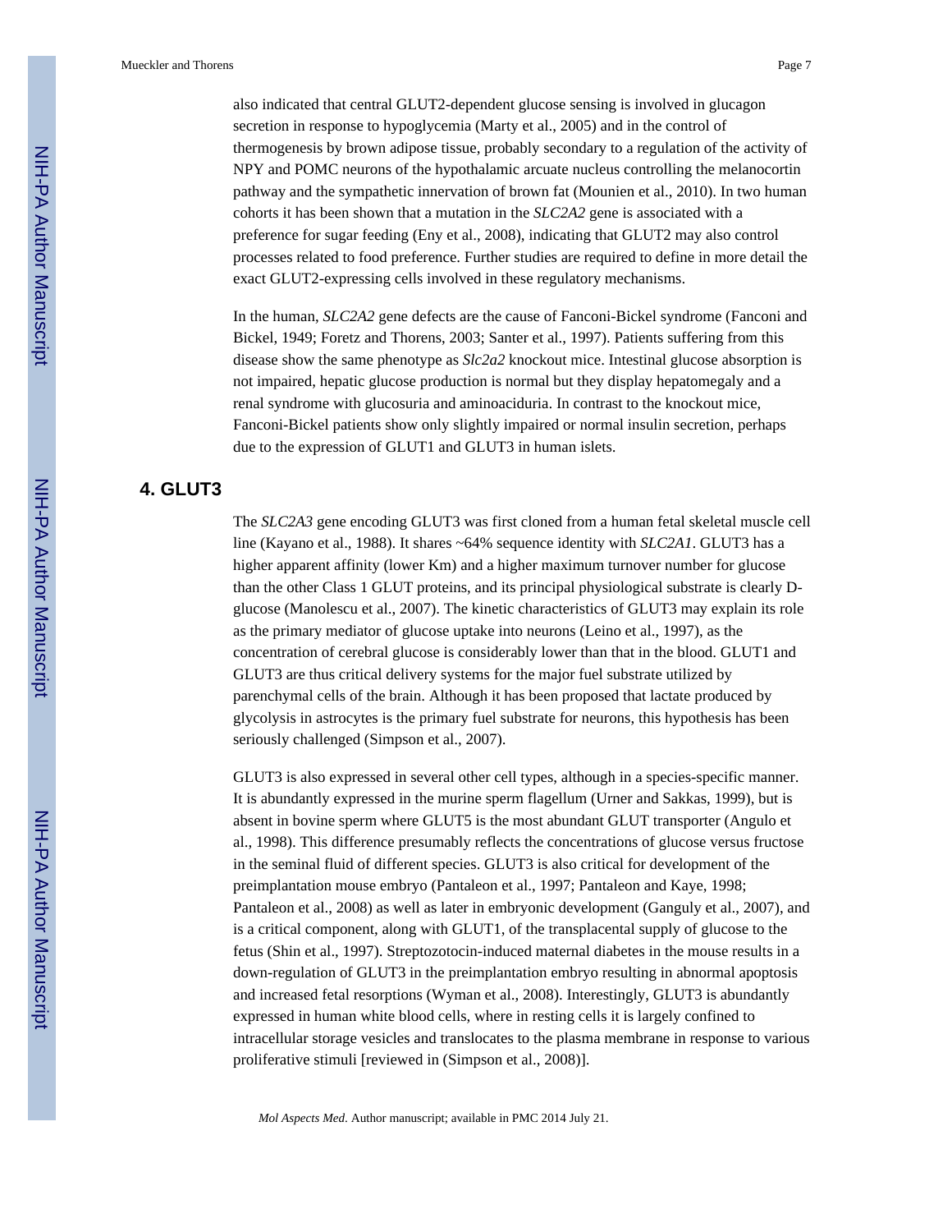also indicated that central GLUT2-dependent glucose sensing is involved in glucagon secretion in response to hypoglycemia (Marty et al., 2005) and in the control of thermogenesis by brown adipose tissue, probably secondary to a regulation of the activity of NPY and POMC neurons of the hypothalamic arcuate nucleus controlling the melanocortin pathway and the sympathetic innervation of brown fat (Mounien et al., 2010). In two human cohorts it has been shown that a mutation in the *SLC2A2* gene is associated with a preference for sugar feeding (Eny et al., 2008), indicating that GLUT2 may also control processes related to food preference. Further studies are required to define in more detail the exact GLUT2-expressing cells involved in these regulatory mechanisms.

In the human, *SLC2A2* gene defects are the cause of Fanconi-Bickel syndrome (Fanconi and Bickel, 1949; Foretz and Thorens, 2003; Santer et al., 1997). Patients suffering from this disease show the same phenotype as *Slc2a2* knockout mice. Intestinal glucose absorption is not impaired, hepatic glucose production is normal but they display hepatomegaly and a renal syndrome with glucosuria and aminoaciduria. In contrast to the knockout mice, Fanconi-Bickel patients show only slightly impaired or normal insulin secretion, perhaps due to the expression of GLUT1 and GLUT3 in human islets.

## 4. GLUT3

The *SLC2A3* gene encoding GLUT3 was first cloned from a human fetal skeletal muscle cell line (Kayano et al., 1988). It shares ~64% sequence identity with *SLC2A1*. GLUT3 has a higher apparent affinity (lower Km) and a higher maximum turnover number for glucose than the other Class 1 GLUT proteins, and its principal physiological substrate is clearly D-glucose (Manolescu et al., 2007). The kinetic characteristics of GLUT3 may explain its role as the primary mediator of glucose uptake into neurons (Leino et al., 1997), as the concentration of cerebral glucose is considerably lower than that in the blood. GLUT1 and GLUT3 are thus critical delivery systems for the major fuel substrate utilized by parenchymal cells of the brain. Although it has been proposed that lactate produced by glycolysis in astrocytes is the primary fuel substrate for neurons, this hypothesis has been seriously challenged (Simpson et al., 2007).

GLUT3 is also expressed in several other cell types, although in a species-specific manner. It is abundantly expressed in the murine sperm flagellum (Urner and Sakkas, 1999), but is absent in bovine sperm where GLUT5 is the most abundant GLUT transporter (Angulo et al., 1998). This difference presumably reflects the concentrations of glucose versus fructose in the seminal fluid of different species. GLUT3 is also critical for development of the preimplantation mouse embryo (Pantaleon et al., 1997; Pantaleon and Kaye, 1998; Pantaleon et al., 2008) as well as later in embryonic development (Ganguly et al., 2007), and is a critical component, along with GLUT1, of the transplacental supply of glucose to the fetus (Shin et al., 1997). Streptozotocin-induced maternal diabetes in the mouse results in a down-regulation of GLUT3 in the preimplantation embryo resulting in abnormal apoptosis and increased fetal resorptions (Wyman et al., 2008). Interestingly, GLUT3 is abundantly expressed in human white blood cells, where in resting cells it is largely confined to intracellular storage vesicles and translocates to the plasma membrane in response to various proliferative stimuli [reviewed in (Simpson et al., 2008)].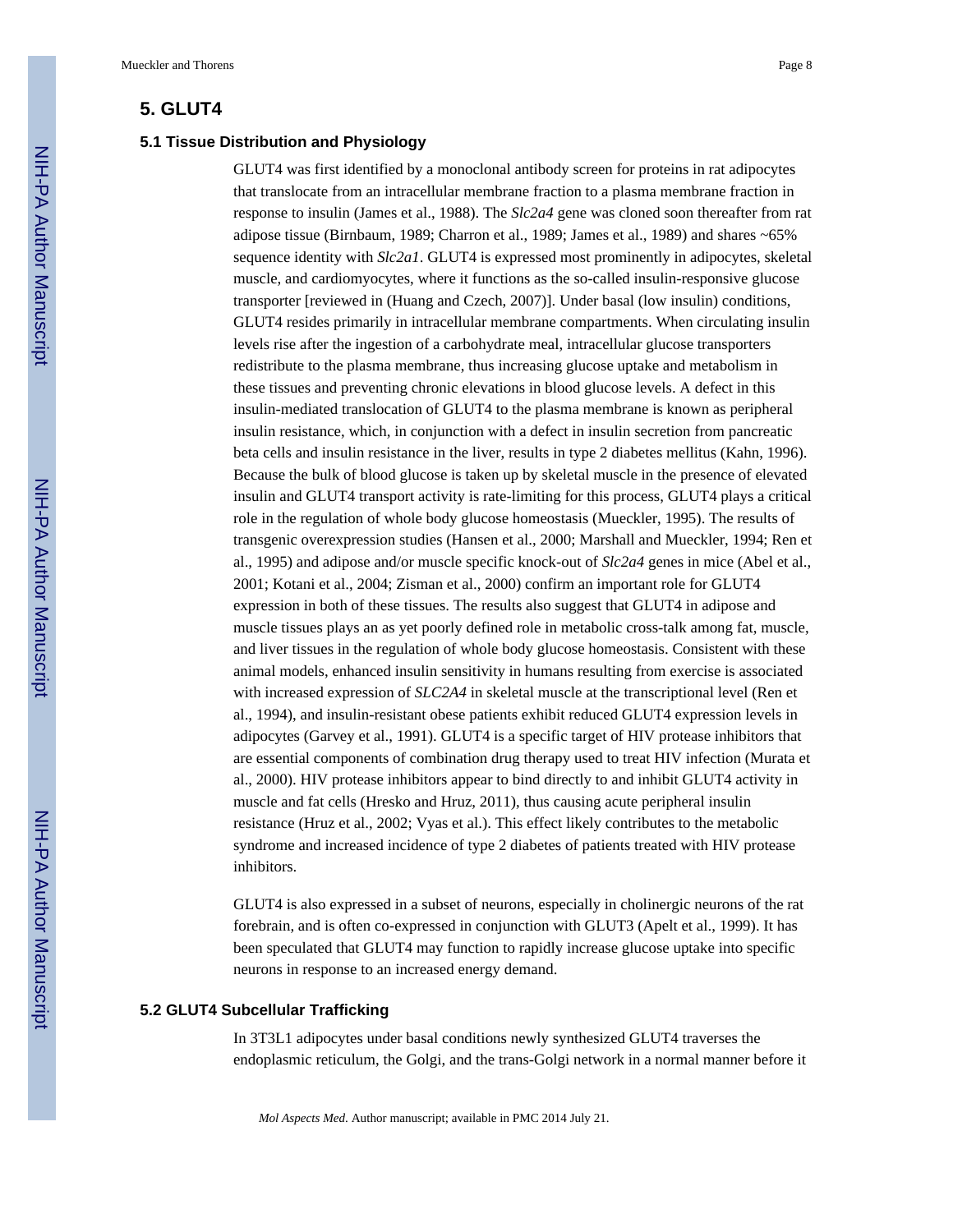## 5. GLUT4

### 5.1 Tissue Distribution and Physiology

GLUT4 was first identified by a monoclonal antibody screen for proteins in rat adipocytes that translocate from an intracellular membrane fraction to a plasma membrane fraction in response to insulin (James et al., 1988). The *Slc2a4* gene was cloned soon thereafter from rat adipose tissue (Birnbaum, 1989; Charron et al., 1989; James et al., 1989) and shares ~65% sequence identity with *Slc2a1*. GLUT4 is expressed most prominently in adipocytes, skeletal muscle, and cardiomyocytes, where it functions as the so-called insulin-responsive glucose transporter [reviewed in (Huang and Czech, 2007)]. Under basal (low insulin) conditions, GLUT4 resides primarily in intracellular membrane compartments. When circulating insulin levels rise after the ingestion of a carbohydrate meal, intracellular glucose transporters redistribute to the plasma membrane, thus increasing glucose uptake and metabolism in these tissues and preventing chronic elevations in blood glucose levels. A defect in this insulin-mediated translocation of GLUT4 to the plasma membrane is known as peripheral insulin resistance, which, in conjunction with a defect in insulin secretion from pancreatic beta cells and insulin resistance in the liver, results in type 2 diabetes mellitus (Kahn, 1996). Because the bulk of blood glucose is taken up by skeletal muscle in the presence of elevated insulin and GLUT4 transport activity is rate-limiting for this process, GLUT4 plays a critical role in the regulation of whole body glucose homeostasis (Mueckler, 1995). The results of transgenic overexpression studies (Hansen et al., 2000; Marshall and Mueckler, 1994; Ren et al., 1995) and adipose and/or muscle specific knock-out of *Slc2a4* genes in mice (Abel et al., 2001; Kotani et al., 2004; Zisman et al., 2000) confirm an important role for GLUT4 expression in both of these tissues. The results also suggest that GLUT4 in adipose and muscle tissues plays an as yet poorly defined role in metabolic cross-talk among fat, muscle, and liver tissues in the regulation of whole body glucose homeostasis. Consistent with these animal models, enhanced insulin sensitivity in humans resulting from exercise is associated with increased expression of *SLC2A4* in skeletal muscle at the transcriptional level (Ren et al., 1994), and insulin-resistant obese patients exhibit reduced GLUT4 expression levels in adipocytes (Garvey et al., 1991). GLUT4 is a specific target of HIV protease inhibitors that are essential components of combination drug therapy used to treat HIV infection (Murata et al., 2000). HIV protease inhibitors appear to bind directly to and inhibit GLUT4 activity in muscle and fat cells (Hresko and Hruz, 2011), thus causing acute peripheral insulin resistance (Hruz et al., 2002; Vyas et al.). This effect likely contributes to the metabolic syndrome and increased incidence of type 2 diabetes of patients treated with HIV protease inhibitors.

GLUT4 is also expressed in a subset of neurons, especially in cholinergic neurons of the rat forebrain, and is often co-expressed in conjunction with GLUT3 (Apelt et al., 1999). It has been speculated that GLUT4 may function to rapidly increase glucose uptake into specific neurons in response to an increased energy demand.

### 5.2 GLUT4 Subcellular Trafficking

In 3T3L1 adipocytes under basal conditions newly synthesized GLUT4 traverses the endoplasmic reticulum, the Golgi, and the trans-Golgi network in a normal manner before it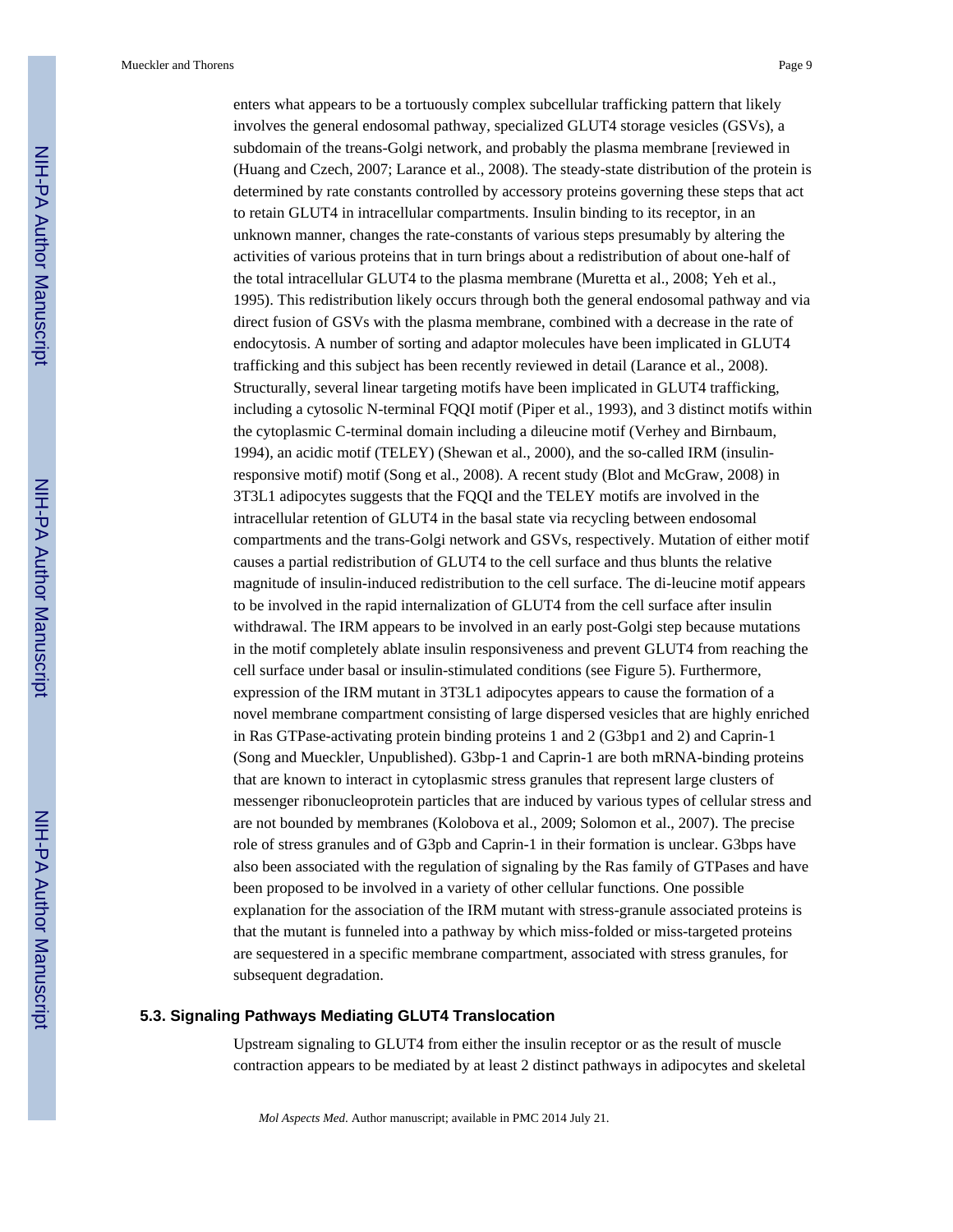enters what appears to be a tortuously complex subcellular trafficking pattern that likely involves the general endosomal pathway, specialized GLUT4 storage vesicles (GSVs), a subdomain of the treans-Golgi network, and probably the plasma membrane [reviewed in (Huang and Czech, 2007; Larance et al., 2008). The steady-state distribution of the protein is determined by rate constants controlled by accessory proteins governing these steps that act to retain GLUT4 in intracellular compartments. Insulin binding to its receptor, in an unknown manner, changes the rate-constants of various steps presumably by altering the activities of various proteins that in turn brings about a redistribution of about one-half of the total intracellular GLUT4 to the plasma membrane (Muretta et al., 2008; Yeh et al., 1995). This redistribution likely occurs through both the general endosomal pathway and via direct fusion of GSVs with the plasma membrane, combined with a decrease in the rate of endocytosis. A number of sorting and adaptor molecules have been implicated in GLUT4 trafficking and this subject has been recently reviewed in detail (Larance et al., 2008). Structurally, several linear targeting motifs have been implicated in GLUT4 trafficking, including a cytosolic N-terminal FQQI motif (Piper et al., 1993), and 3 distinct motifs within the cytoplasmic C-terminal domain including a dileucine motif (Verhey and Birnbaum, 1994), an acidic motif (TELEY) (Shewan et al., 2000), and the so-called IRM (insulin-responsive motif) motif (Song et al., 2008). A recent study (Blot and McGraw, 2008) in 3T3L1 adipocytes suggests that the FQQI and the TELEY motifs are involved in the intracellular retention of GLUT4 in the basal state via recycling between endosomal compartments and the trans-Golgi network and GSVs, respectively. Mutation of either motif causes a partial redistribution of GLUT4 to the cell surface and thus blunts the relative magnitude of insulin-induced redistribution to the cell surface. The di-leucine motif appears to be involved in the rapid internalization of GLUT4 from the cell surface after insulin withdrawal. The IRM appears to be involved in an early post-Golgi step because mutations in the motif completely ablate insulin responsiveness and prevent GLUT4 from reaching the cell surface under basal or insulin-stimulated conditions (see Figure 5). Furthermore, expression of the IRM mutant in 3T3L1 adipocytes appears to cause the formation of a novel membrane compartment consisting of large dispersed vesicles that are highly enriched in Ras GTPase-activating protein binding proteins 1 and 2 (G3bp1 and 2) and Caprin-1 (Song and Mueckler, Unpublished). G3bp-1 and Caprin-1 are both mRNA-binding proteins that are known to interact in cytoplasmic stress granules that represent large clusters of messenger ribonucleoprotein particles that are induced by various types of cellular stress and are not bounded by membranes (Kolobova et al., 2009; Solomon et al., 2007). The precise role of stress granules and of G3pb and Caprin-1 in their formation is unclear. G3bps have also been associated with the regulation of signaling by the Ras family of GTPases and have been proposed to be involved in a variety of other cellular functions. One possible explanation for the association of the IRM mutant with stress-granule associated proteins is that the mutant is funneled into a pathway by which miss-folded or miss-targeted proteins are sequestered in a specific membrane compartment, associated with stress granules, for subsequent degradation.

### 5.3. Signaling Pathways Mediating GLUT4 Translocation

Upstream signaling to GLUT4 from either the insulin receptor or as the result of muscle contraction appears to be mediated by at least 2 distinct pathways in adipocytes and skeletal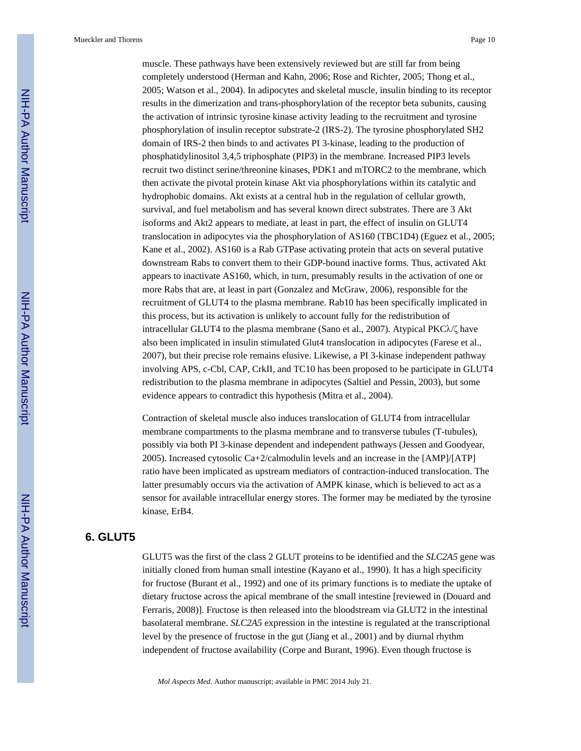muscle. These pathways have been extensively reviewed but are still far from being completely understood (Herman and Kahn, 2006; Rose and Richter, 2005; Thong et al., 2005; Watson et al., 2004). In adipocytes and skeletal muscle, insulin binding to its receptor results in the dimerization and trans-phosphorylation of the receptor beta subunits, causing the activation of intrinsic tyrosine kinase activity leading to the recruitment and tyrosine phosphorylation of insulin receptor substrate-2 (IRS-2). The tyrosine phosphorylated SH2 domain of IRS-2 then binds to and activates PI 3-kinase, leading to the production of phosphatidylinositol 3,4,5 triphosphate (PIP3) in the membrane. Increased PIP3 levels recruit two distinct serine/threonine kinases, PDK1 and mTORC2 to the membrane, which then activate the pivotal protein kinase Akt via phosphorylations within its catalytic and hydrophobic domains. Akt exists at a central hub in the regulation of cellular growth, survival, and fuel metabolism and has several known direct substrates. There are 3 Akt isoforms and Akt2 appears to mediate, at least in part, the effect of insulin on GLUT4 translocation in adipocytes via the phosphorylation of AS160 (TBC1D4) (Eguez et al., 2005; Kane et al., 2002). AS160 is a Rab GTPase activating protein that acts on several putative downstream Rabs to convert them to their GDP-bound inactive forms. Thus, activated Akt appears to inactivate AS160, which, in turn, presumably results in the activation of one or more Rabs that are, at least in part (Gonzalez and McGraw, 2006), responsible for the recruitment of GLUT4 to the plasma membrane. Rab10 has been specifically implicated in this process, but its activation is unlikely to account fully for the redistribution of intracellular GLUT4 to the plasma membrane (Sano et al., 2007). Atypical PKCλ/ζ have also been implicated in insulin stimulated Glut4 translocation in adipocytes (Farese et al., 2007), but their precise role remains elusive. Likewise, a PI 3-kinase independent pathway involving APS, c-Cbl, CAP, CrkII, and TC10 has been proposed to be participate in GLUT4 redistribution to the plasma membrane in adipocytes (Saltiel and Pessin, 2003), but some evidence appears to contradict this hypothesis (Mitra et al., 2004).

Contraction of skeletal muscle also induces translocation of GLUT4 from intracellular membrane compartments to the plasma membrane and to transverse tubules (T-tubules), possibly via both PI 3-kinase dependent and independent pathways (Jessen and Goodyear, 2005). Increased cytosolic $Ca^{+2}$/calmodulin levels and an increase in the [AMP]/[ATP] ratio have been implicated as upstream mediators of contraction-induced translocation. The latter presumably occurs via the activation of AMPK kinase, which is believed to act as a sensor for available intracellular energy stores. The former may be mediated by the tyrosine kinase, ErB4.

## 6. GLUT5

GLUT5 was the first of the class 2 GLUT proteins to be identified and the *SLC2A5* gene was initially cloned from human small intestine (Kayano et al., 1990). It has a high specificity for fructose (Burant et al., 1992) and one of its primary functions is to mediate the uptake of dietary fructose across the apical membrane of the small intestine [reviewed in (Douard and Ferraris, 2008)]. Fructose is then released into the bloodstream via GLUT2 in the intestinal basolateral membrane. *SLC2A5* expression in the intestine is regulated at the transcriptional level by the presence of fructose in the gut (Jiang et al., 2001) and by diurnal rhythm independent of fructose availability (Corpe and Burant, 1996). Even though fructose is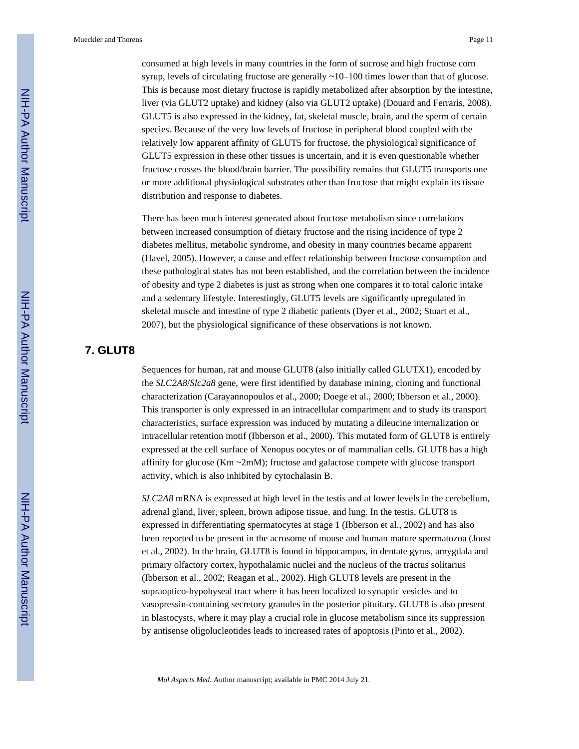consumed at high levels in many countries in the form of sucrose and high fructose corn syrup, levels of circulating fructose are generally ~10–100 times lower than that of glucose. This is because most dietary fructose is rapidly metabolized after absorption by the intestine, liver (via GLUT2 uptake) and kidney (also via GLUT2 uptake) (Douard and Ferraris, 2008). GLUT5 is also expressed in the kidney, fat, skeletal muscle, brain, and the sperm of certain species. Because of the very low levels of fructose in peripheral blood coupled with the relatively low apparent affinity of GLUT5 for fructose, the physiological significance of GLUT5 expression in these other tissues is uncertain, and it is even questionable whether fructose crosses the blood/brain barrier. The possibility remains that GLUT5 transports one or more additional physiological substrates other than fructose that might explain its tissue distribution and response to diabetes.

There has been much interest generated about fructose metabolism since correlations between increased consumption of dietary fructose and the rising incidence of type 2 diabetes mellitus, metabolic syndrome, and obesity in many countries became apparent (Havel, 2005). However, a cause and effect relationship between fructose consumption and these pathological states has not been established, and the correlation between the incidence of obesity and type 2 diabetes is just as strong when one compares it to total caloric intake and a sedentary lifestyle. Interestingly, GLUT5 levels are significantly upregulated in skeletal muscle and intestine of type 2 diabetic patients (Dyer et al., 2002; Stuart et al., 2007), but the physiological significance of these observations is not known.

## 7. GLUT8

Sequences for human, rat and mouse GLUT8 (also initially called GLUTX1), encoded by the *SLC2A8*/*Slc2a8* gene, were first identified by database mining, cloning and functional characterization (Carayannopoulos et al., 2000; Doege et al., 2000; Ibberson et al., 2000). This transporter is only expressed in an intracellular compartment and to study its transport characteristics, surface expression was induced by mutating a dileucine internalization or intracellular retention motif (Ibberson et al., 2000). This mutated form of GLUT8 is entirely expressed at the cell surface of Xenopus oocytes or of mammalian cells. GLUT8 has a high affinity for glucose (Km ~2mM); fructose and galactose compete with glucose transport activity, which is also inhibited by cytochalasin B.

*SLC2A8* mRNA is expressed at high level in the testis and at lower levels in the cerebellum, adrenal gland, liver, spleen, brown adipose tissue, and lung. In the testis, GLUT8 is expressed in differentiating spermatocytes at stage 1 (Ibberson et al., 2002) and has also been reported to be present in the acrosome of mouse and human mature spermatozoa (Joost et al., 2002). In the brain, GLUT8 is found in hippocampus, in dentate gyrus, amygdala and primary olfactory cortex, hypothalamic nuclei and the nucleus of the tractus solitarius (Ibberson et al., 2002; Reagan et al., 2002). High GLUT8 levels are present in the supraoptico-hypohyseal tract where it has been localized to synaptic vesicles and to vasopressin-containing secretory granules in the posterior pituitary. GLUT8 is also present in blastocysts, where it may play a crucial role in glucose metabolism since its suppression by antisense oligolucleotides leads to increased rates of apoptosis (Pinto et al., 2002).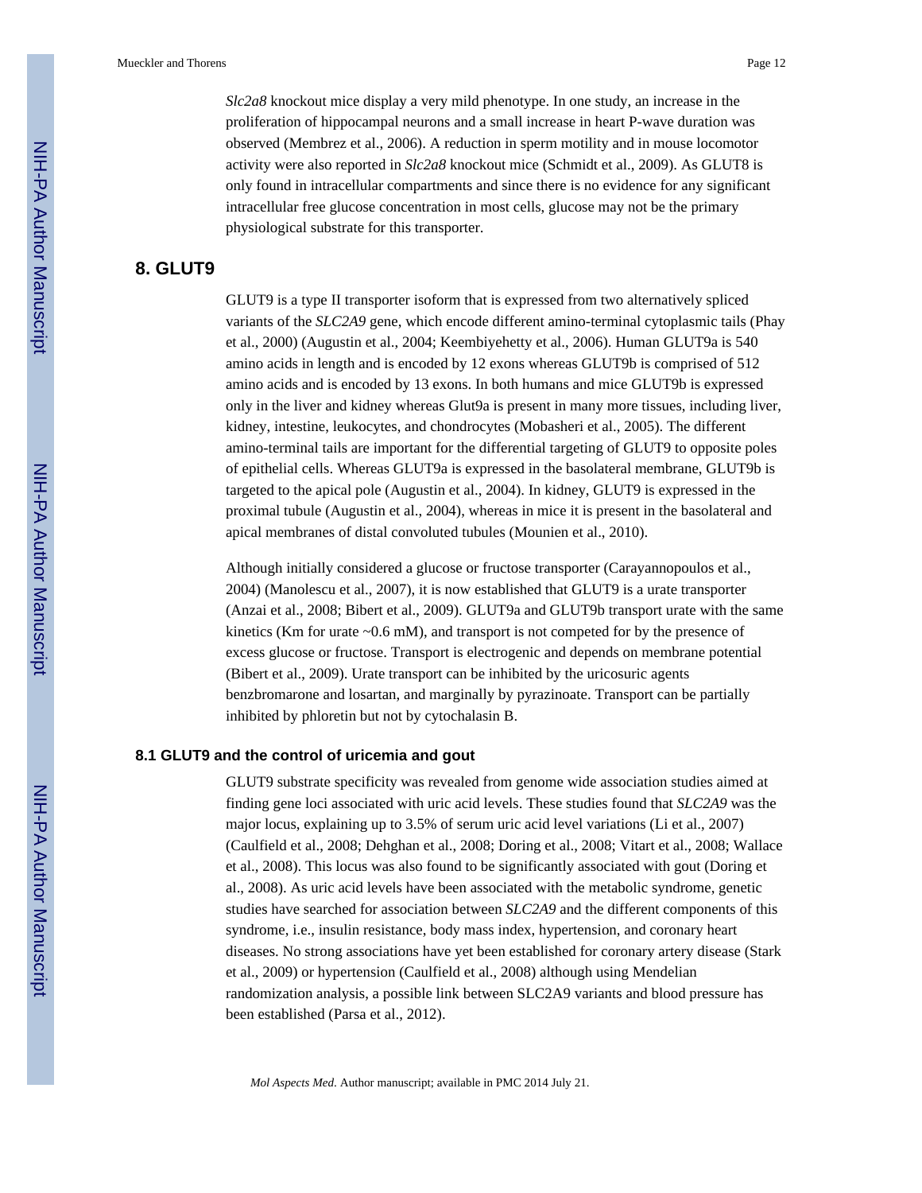*Slc2a8* knockout mice display a very mild phenotype. In one study, an increase in the proliferation of hippocampal neurons and a small increase in heart P-wave duration was observed (Membrez et al., 2006). A reduction in sperm motility and in mouse locomotor activity were also reported in *Slc2a8* knockout mice (Schmidt et al., 2009). As GLUT8 is only found in intracellular compartments and since there is no evidence for any significant intracellular free glucose concentration in most cells, glucose may not be the primary physiological substrate for this transporter.

## 8. GLUT9

GLUT9 is a type II transporter isoform that is expressed from two alternatively spliced variants of the *SLC2A9* gene, which encode different amino-terminal cytoplasmic tails (Phay et al., 2000) (Augustin et al., 2004; Keembiyehetty et al., 2006). Human GLUT9a is 540 amino acids in length and is encoded by 12 exons whereas GLUT9b is comprised of 512 amino acids and is encoded by 13 exons. In both humans and mice GLUT9b is expressed only in the liver and kidney whereas Glut9a is present in many more tissues, including liver, kidney, intestine, leukocytes, and chondrocytes (Mobasheri et al., 2005). The different amino-terminal tails are important for the differential targeting of GLUT9 to opposite poles of epithelial cells. Whereas GLUT9a is expressed in the basolateral membrane, GLUT9b is targeted to the apical pole (Augustin et al., 2004). In kidney, GLUT9 is expressed in the proximal tubule (Augustin et al., 2004), whereas in mice it is present in the basolateral and apical membranes of distal convoluted tubules (Mounien et al., 2010).

Although initially considered a glucose or fructose transporter (Carayannopoulos et al., 2004) (Manolescu et al., 2007), it is now established that GLUT9 is a urate transporter (Anzai et al., 2008; Bibert et al., 2009). GLUT9a and GLUT9b transport urate with the same kinetics (Km for urate ~0.6 mM), and transport is not competed for by the presence of excess glucose or fructose. Transport is electrogenic and depends on membrane potential (Bibert et al., 2009). Urate transport can be inhibited by the uricosuric agents benzbromarone and losartan, and marginally by pyrazinoate. Transport can be partially inhibited by phloretin but not by cytochalasin B.

### 8.1 GLUT9 and the control of uricemia and gout

GLUT9 substrate specificity was revealed from genome wide association studies aimed at finding gene loci associated with uric acid levels. These studies found that *SLC2A9* was the major locus, explaining up to 3.5% of serum uric acid level variations (Li et al., 2007) (Caulfield et al., 2008; Dehghan et al., 2008; Doring et al., 2008; Vitart et al., 2008; Wallace et al., 2008). This locus was also found to be significantly associated with gout (Doring et al., 2008). As uric acid levels have been associated with the metabolic syndrome, genetic studies have searched for association between *SLC2A9* and the different components of this syndrome, i.e., insulin resistance, body mass index, hypertension, and coronary heart diseases. No strong associations have yet been established for coronary artery disease (Stark et al., 2009) or hypertension (Caulfield et al., 2008) although using Mendelian randomization analysis, a possible link between SLC2A9 variants and blood pressure has been established (Parsa et al., 2012).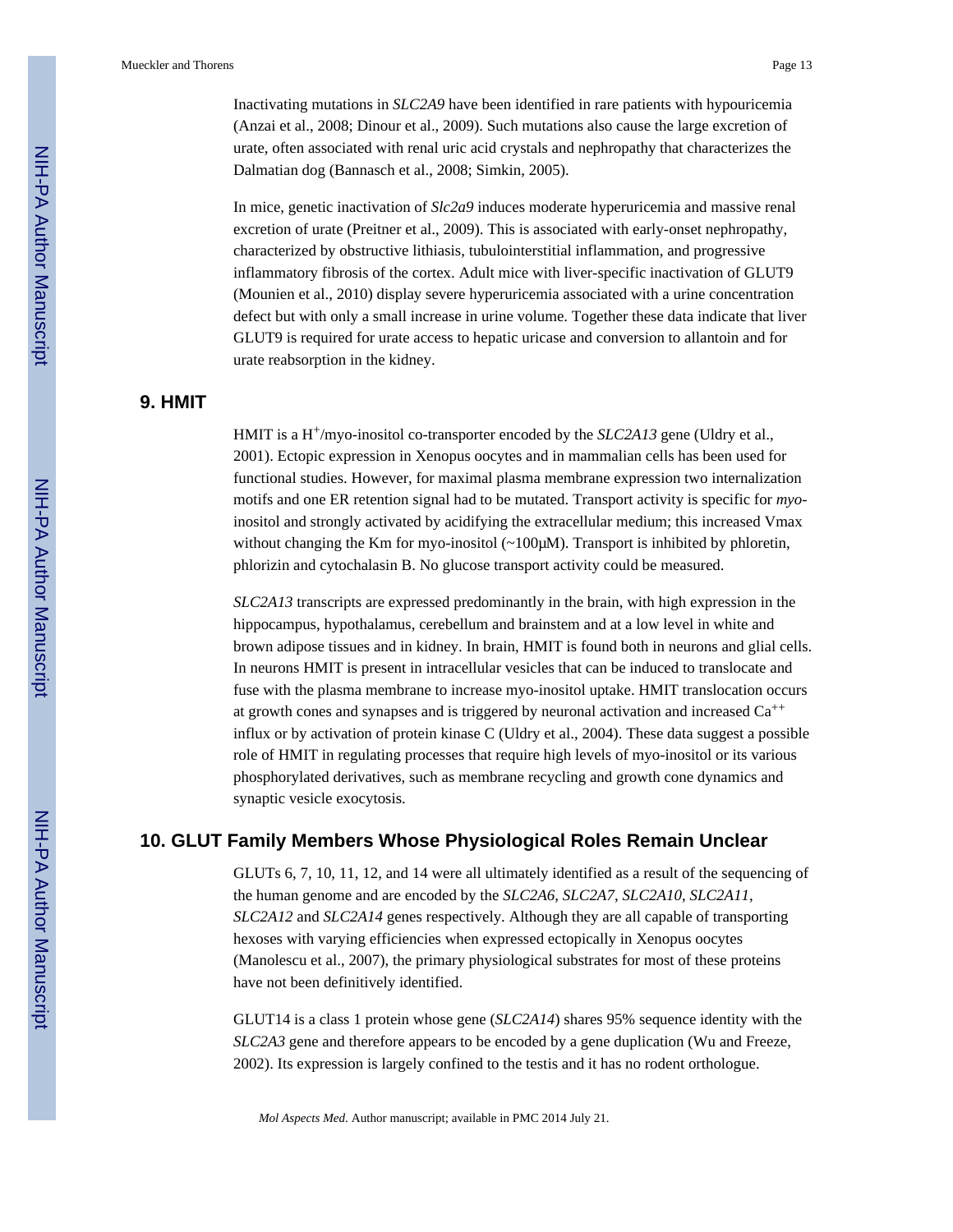Inactivating mutations in *SLC2A9* have been identified in rare patients with hypouricemia (Anzai et al., 2008; Dinour et al., 2009). Such mutations also cause the large excretion of urate, often associated with renal uric acid crystals and nephropathy that characterizes the Dalmatian dog (Bannasch et al., 2008; Simkin, 2005).

In mice, genetic inactivation of *Slc2a9* induces moderate hyperuricemia and massive renal excretion of urate (Preitner et al., 2009). This is associated with early-onset nephropathy, characterized by obstructive lithiasis, tubulointerstitial inflammation, and progressive inflammatory fibrosis of the cortex. Adult mice with liver-specific inactivation of GLUT9 (Mounien et al., 2010) display severe hyperuricemia associated with a urine concentration defect but with only a small increase in urine volume. Together these data indicate that liver GLUT9 is required for urate access to hepatic uricase and conversion to allantoin and for urate reabsorption in the kidney.

## 9. HMIT

HMIT is a $H^+$/myo-inositol co-transporter encoded by the *SLC2A13* gene (Uldry et al., 2001). Ectopic expression in Xenopus oocytes and in mammalian cells has been used for functional studies. However, for maximal plasma membrane expression two internalization motifs and one ER retention signal had to be mutated. Transport activity is specific for *myo*-inositol and strongly activated by acidifying the extracellular medium; this increased Vmax without changing the Km for myo-inositol (~100μM). Transport is inhibited by phloretin, phlorizin and cytochalasin B. No glucose transport activity could be measured.

*SLC2A13* transcripts are expressed predominantly in the brain, with high expression in the hippocampus, hypothalamus, cerebellum and brainstem and at a low level in white and brown adipose tissues and in kidney. In brain, HMIT is found both in neurons and glial cells. In neurons HMIT is present in intracellular vesicles that can be induced to translocate and fuse with the plasma membrane to increase myo-inositol uptake. HMIT translocation occurs at growth cones and synapses and is triggered by neuronal activation and increased $Ca^{++}$ influx or by activation of protein kinase C (Uldry et al., 2004). These data suggest a possible role of HMIT in regulating processes that require high levels of myo-inositol or its various phosphorylated derivatives, such as membrane recycling and growth cone dynamics and synaptic vesicle exocytosis.

## 10. GLUT Family Members Whose Physiological Roles Remain Unclear

GLUTs 6, 7, 10, 11, 12, and 14 were all ultimately identified as a result of the sequencing of the human genome and are encoded by the *SLC2A6, SLC2A7, SLC2A10*, *SLC2A11*, *SLC2A12* and *SLC2A14* genes respectively. Although they are all capable of transporting hexoses with varying efficiencies when expressed ectopically in Xenopus oocytes (Manolescu et al., 2007), the primary physiological substrates for most of these proteins have not been definitively identified.

GLUT14 is a class 1 protein whose gene (*SLC2A14*) shares 95% sequence identity with the *SLC2A3* gene and therefore appears to be encoded by a gene duplication (Wu and Freeze, 2002). Its expression is largely confined to the testis and it has no rodent orthologue.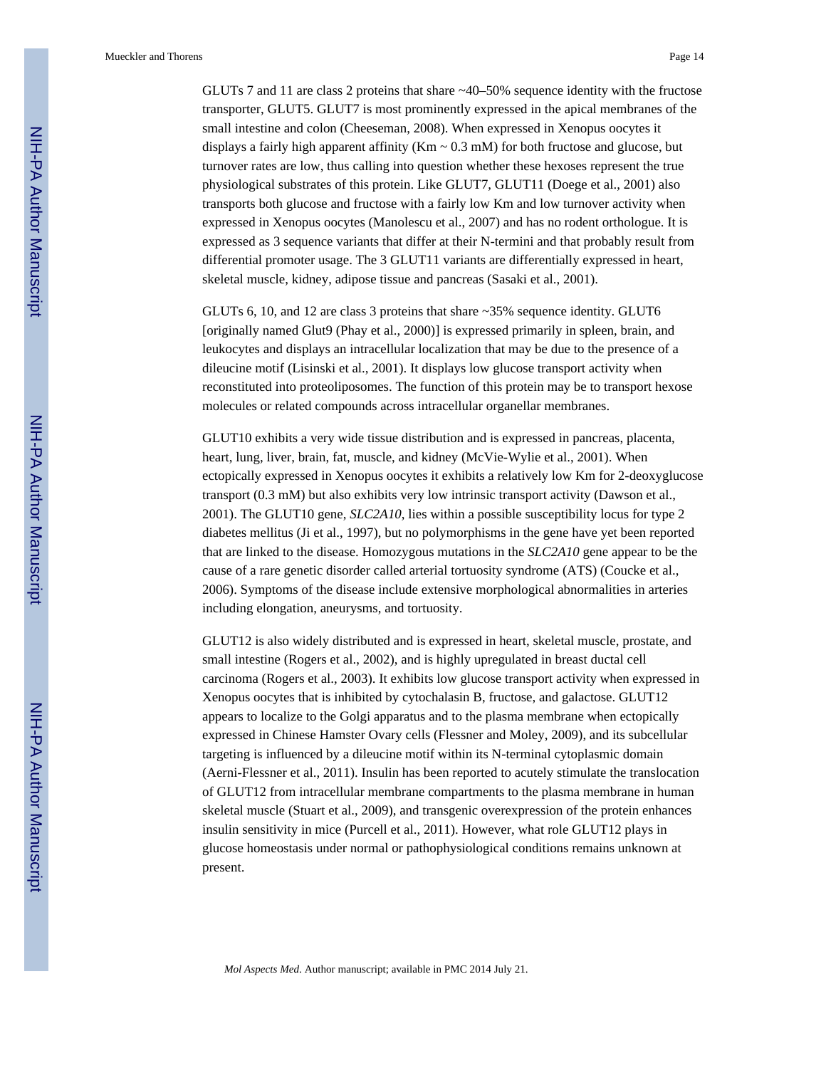GLUTs 7 and 11 are class 2 proteins that share ~40–50% sequence identity with the fructose transporter, GLUT5. GLUT7 is most prominently expressed in the apical membranes of the small intestine and colon (Cheeseman, 2008). When expressed in Xenopus oocytes it displays a fairly high apparent affinity (Km ~ 0.3 mM) for both fructose and glucose, but turnover rates are low, thus calling into question whether these hexoses represent the true physiological substrates of this protein. Like GLUT7, GLUT11 (Doege et al., 2001) also transports both glucose and fructose with a fairly low Km and low turnover activity when expressed in Xenopus oocytes (Manolescu et al., 2007) and has no rodent orthologue. It is expressed as 3 sequence variants that differ at their N-termini and that probably result from differential promoter usage. The 3 GLUT11 variants are differentially expressed in heart, skeletal muscle, kidney, adipose tissue and pancreas (Sasaki et al., 2001).

GLUTs 6, 10, and 12 are class 3 proteins that share ~35% sequence identity. GLUT6 [originally named Glut9 (Phay et al., 2000)] is expressed primarily in spleen, brain, and leukocytes and displays an intracellular localization that may be due to the presence of a dileucine motif (Lisinski et al., 2001). It displays low glucose transport activity when reconstituted into proteoliposomes. The function of this protein may be to transport hexose molecules or related compounds across intracellular organellar membranes.

GLUT10 exhibits a very wide tissue distribution and is expressed in pancreas, placenta, heart, lung, liver, brain, fat, muscle, and kidney (McVie-Wylie et al., 2001). When ectopically expressed in Xenopus oocytes it exhibits a relatively low Km for 2-deoxyglucose transport (0.3 mM) but also exhibits very low intrinsic transport activity (Dawson et al., 2001). The GLUT10 gene, *SLC2A10*, lies within a possible susceptibility locus for type 2 diabetes mellitus (Ji et al., 1997), but no polymorphisms in the gene have yet been reported that are linked to the disease. Homozygous mutations in the *SLC2A10* gene appear to be the cause of a rare genetic disorder called arterial tortuosity syndrome (ATS) (Coucke et al., 2006). Symptoms of the disease include extensive morphological abnormalities in arteries including elongation, aneurysms, and tortuosity.

GLUT12 is also widely distributed and is expressed in heart, skeletal muscle, prostate, and small intestine (Rogers et al., 2002), and is highly upregulated in breast ductal cell carcinoma (Rogers et al., 2003). It exhibits low glucose transport activity when expressed in Xenopus oocytes that is inhibited by cytochalasin B, fructose, and galactose. GLUT12 appears to localize to the Golgi apparatus and to the plasma membrane when ectopically expressed in Chinese Hamster Ovary cells (Flessner and Moley, 2009), and its subcellular targeting is influenced by a dileucine motif within its N-terminal cytoplasmic domain (Aerni-Flessner et al., 2011). Insulin has been reported to acutely stimulate the translocation of GLUT12 from intracellular membrane compartments to the plasma membrane in human skeletal muscle (Stuart et al., 2009), and transgenic overexpression of the protein enhances insulin sensitivity in mice (Purcell et al., 2011). However, what role GLUT12 plays in glucose homeostasis under normal or pathophysiological conditions remains unknown at present.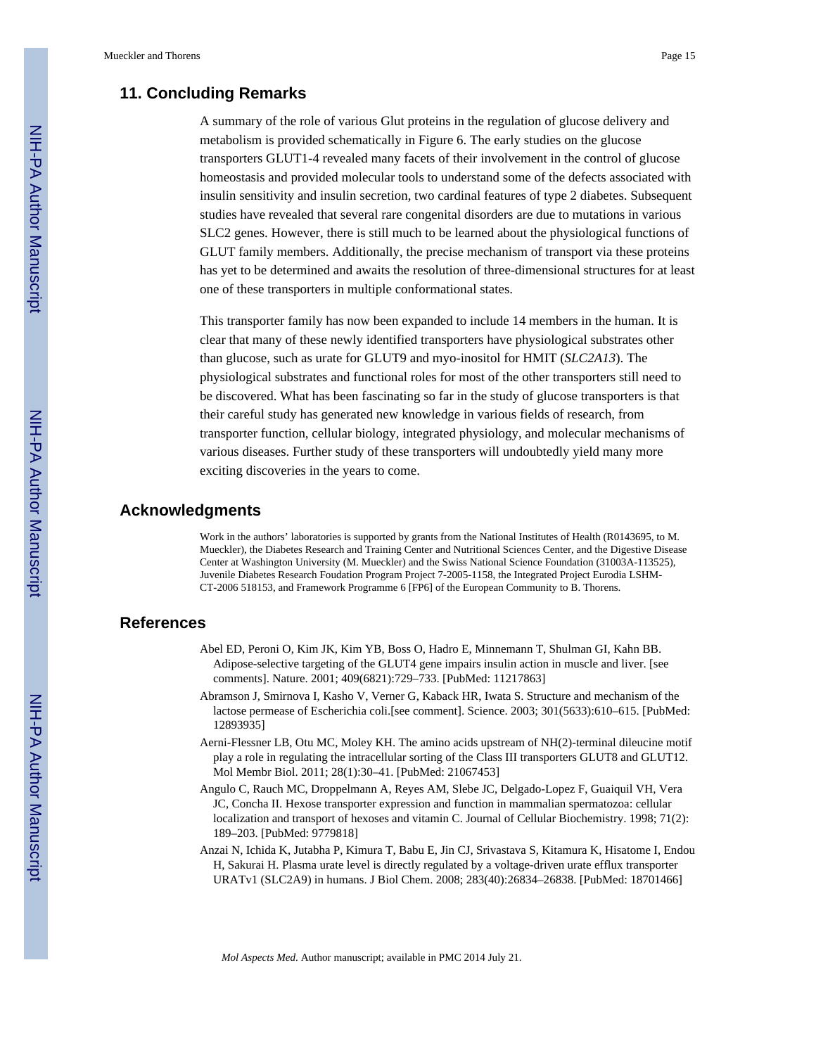## 11. Concluding Remarks

A summary of the role of various Glut proteins in the regulation of glucose delivery and metabolism is provided schematically in Figure 6. The early studies on the glucose transporters GLUT1-4 revealed many facets of their involvement in the control of glucose homeostasis and provided molecular tools to understand some of the defects associated with insulin sensitivity and insulin secretion, two cardinal features of type 2 diabetes. Subsequent studies have revealed that several rare congenital disorders are due to mutations in various SLC2 genes. However, there is still much to be learned about the physiological functions of GLUT family members. Additionally, the precise mechanism of transport via these proteins has yet to be determined and awaits the resolution of three-dimensional structures for at least one of these transporters in multiple conformational states.

This transporter family has now been expanded to include 14 members in the human. It is clear that many of these newly identified transporters have physiological substrates other than glucose, such as urate for GLUT9 and myo-inositol for HMIT (*SLC2A13*). The physiological substrates and functional roles for most of the other transporters still need to be discovered. What has been fascinating so far in the study of glucose transporters is that their careful study has generated new knowledge in various fields of research, from transporter function, cellular biology, integrated physiology, and molecular mechanisms of various diseases. Further study of these transporters will undoubtedly yield many more exciting discoveries in the years to come.

## Acknowledgments

Work in the authors' laboratories is supported by grants from the National Institutes of Health (R0143695, to M. Mueckler), the Diabetes Research and Training Center and Nutritional Sciences Center, and the Digestive Disease Center at Washington University (M. Mueckler) and the Swiss National Science Foundation (31003A-113525), Juvenile Diabetes Research Foudation Program Project 7-2005-1158, the Integrated Project Eurodia LSHM-CT-2006 518153, and Framework Programme 6 [FP6] of the European Community to B. Thorens.

## References

Abel ED, Peroni O, Kim JK, Kim YB, Boss O, Hadro E, Minnemann T, Shulman GI, Kahn BB. Adipose-selective targeting of the GLUT4 gene impairs insulin action in muscle and liver. [see comments]. Nature. 2001; 409(6821):729–733. [PubMed: 11217863]

Abramson J, Smirnova I, Kasho V, Verner G, Kaback HR, Iwata S. Structure and mechanism of the lactose permease of Escherichia coli.[see comment]. Science. 2003; 301(5633):610–615. [PubMed: 12893935]

Aerni-Flessner LB, Otu MC, Moley KH. The amino acids upstream of NH(2)-terminal dileucine motif play a role in regulating the intracellular sorting of the Class III transporters GLUT8 and GLUT12. Mol Membr Biol. 2011; 28(1):30–41. [PubMed: 21067453]

Angulo C, Rauch MC, Droppelmann A, Reyes AM, Slebe JC, Delgado-Lopez F, Guaiquil VH, Vera JC, Concha II. Hexose transporter expression and function in mammalian spermatozoa: cellular localization and transport of hexoses and vitamin C. Journal of Cellular Biochemistry. 1998; 71(2): 189–203. [PubMed: 9779818]

Anzai N, Ichida K, Jutabha P, Kimura T, Babu E, Jin CJ, Srivastava S, Kitamura K, Hisatome I, Endou H, Sakurai H. Plasma urate level is directly regulated by a voltage-driven urate efflux transporter URATv1 (SLC2A9) in humans. J Biol Chem. 2008; 283(40):26834–26838. [PubMed: 18701466]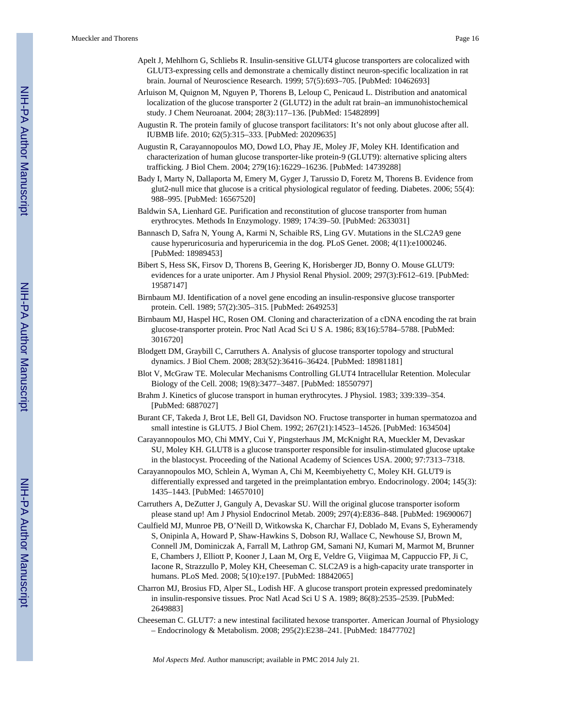Apelt J, Mehlhorn G, Schliebs R. Insulin-sensitive GLUT4 glucose transporters are colocalized with GLUT3-expressing cells and demonstrate a chemically distinct neuron-specific localization in rat brain. Journal of Neuroscience Research. 1999; 57(5):693–705. [PubMed: 10462693]

Arluison M, Quignon M, Nguyen P, Thorens B, Leloup C, Penicaud L. Distribution and anatomical localization of the glucose transporter 2 (GLUT2) in the adult rat brain–an immunohistochemical study. J Chem Neuroanat. 2004; 28(3):117–136. [PubMed: 15482899]

Augustin R. The protein family of glucose transport facilitators: It's not only about glucose after all. IUBMB life. 2010; 62(5):315–333. [PubMed: 20209635]

Augustin R, Carayannopoulos MO, Dowd LO, Phay JE, Moley JF, Moley KH. Identification and characterization of human glucose transporter-like protein-9 (GLUT9): alternative splicing alters trafficking. J Biol Chem. 2004; 279(16):16229–16236. [PubMed: 14739288]

Bady I, Marty N, Dallaporta M, Emery M, Gyger J, Tarussio D, Foretz M, Thorens B. Evidence from glut2-null mice that glucose is a critical physiological regulator of feeding. Diabetes. 2006; 55(4): 988–995. [PubMed: 16567520]

Baldwin SA, Lienhard GE. Purification and reconstitution of glucose transporter from human erythrocytes. Methods In Enzymology. 1989; 174:39–50. [PubMed: 2633031]

Bannasch D, Safra N, Young A, Karmi N, Schaible RS, Ling GV. Mutations in the SLC2A9 gene cause hyperuricosuria and hyperuricemia in the dog. PLoS Genet. 2008; 4(11):e1000246. [PubMed: 18989453]

Bibert S, Hess SK, Firsov D, Thorens B, Geering K, Horisberger JD, Bonny O. Mouse GLUT9: evidences for a urate uniporter. Am J Physiol Renal Physiol. 2009; 297(3):F612–619. [PubMed: 19587147]

Birnbaum MJ. Identification of a novel gene encoding an insulin-responsive glucose transporter protein. Cell. 1989; 57(2):305–315. [PubMed: 2649253]

Birnbaum MJ, Haspel HC, Rosen OM. Cloning and characterization of a cDNA encoding the rat brain glucose-transporter protein. Proc Natl Acad Sci U S A. 1986; 83(16):5784–5788. [PubMed: 3016720]

Blodgett DM, Graybill C, Carruthers A. Analysis of glucose transporter topology and structural dynamics. J Biol Chem. 2008; 283(52):36416–36424. [PubMed: 18981181]

Blot V, McGraw TE. Molecular Mechanisms Controlling GLUT4 Intracellular Retention. Molecular Biology of the Cell. 2008; 19(8):3477–3487. [PubMed: 18550797]

Brahm J. Kinetics of glucose transport in human erythrocytes. J Physiol. 1983; 339:339–354. [PubMed: 6887027]

Burant CF, Takeda J, Brot LE, Bell GI, Davidson NO. Fructose transporter in human spermatozoa and small intestine is GLUT5. J Biol Chem. 1992; 267(21):14523–14526. [PubMed: 1634504]

Carayannopoulos MO, Chi MMY, Cui Y, Pingsterhaus JM, McKnight RA, Mueckler M, Devaskar SU, Moley KH. GLUT8 is a glucose transporter responsible for insulin-stimulated glucose uptake in the blastocyst. Proceeding of the National Academy of Sciences USA. 2000; 97:7313–7318.

Carayannopoulos MO, Schlein A, Wyman A, Chi M, Keembiyehetty C, Moley KH. GLUT9 is differentially expressed and targeted in the preimplantation embryo. Endocrinology. 2004; 145(3): 1435–1443. [PubMed: 14657010]

Carruthers A, DeZutter J, Ganguly A, Devaskar SU. Will the original glucose transporter isoform please stand up! Am J Physiol Endocrinol Metab. 2009; 297(4):E836–848. [PubMed: 19690067]

Caulfield MJ, Munroe PB, O'Neill D, Witkowska K, Charchar FJ, Doblado M, Evans S, Eyheramendy S, Onipinla A, Howard P, Shaw-Hawkins S, Dobson RJ, Wallace C, Newhouse SJ, Brown M, Connell JM, Dominiczak A, Farrall M, Lathrop GM, Samani NJ, Kumari M, Marmot M, Brunner E, Chambers J, Elliott P, Kooner J, Laan M, Org E, Veldre G, Viigimaa M, Cappuccio FP, Ji C, Iacone R, Strazzullo P, Moley KH, Cheeseman C. SLC2A9 is a high-capacity urate transporter in humans. PLoS Med. 2008; 5(10):e197. [PubMed: 18842065]

Charron MJ, Brosius FD, Alper SL, Lodish HF. A glucose transport protein expressed predominately in insulin-responsive tissues. Proc Natl Acad Sci U S A. 1989; 86(8):2535–2539. [PubMed: 2649883]

Cheeseman C. GLUT7: a new intestinal facilitated hexose transporter. American Journal of Physiology – Endocrinology & Metabolism. 2008; 295(2):E238–241. [PubMed: 18477702]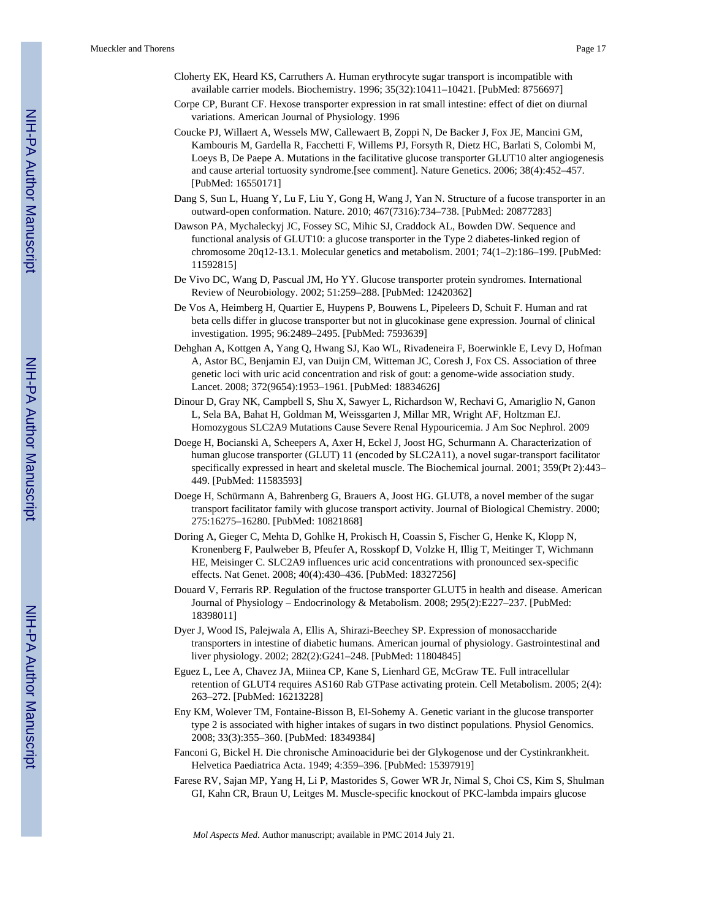Cloherty EK, Heard KS, Carruthers A. Human erythrocyte sugar transport is incompatible with available carrier models. Biochemistry. 1996; 35(32):10411–10421. [PubMed: 8756697]

Corpe CP, Burant CF. Hexose transporter expression in rat small intestine: effect of diet on diurnal variations. American Journal of Physiology. 1996

Coucke PJ, Willaert A, Wessels MW, Callewaert B, Zoppi N, De Backer J, Fox JE, Mancini GM, Kambouris M, Gardella R, Facchetti F, Willems PJ, Forsyth R, Dietz HC, Barlati S, Colombi M, Loeys B, De Paepe A. Mutations in the facilitative glucose transporter GLUT10 alter angiogenesis and cause arterial tortuosity syndrome.[see comment]. Nature Genetics. 2006; 38(4):452–457. [PubMed: 16550171]

Dang S, Sun L, Huang Y, Lu F, Liu Y, Gong H, Wang J, Yan N. Structure of a fucose transporter in an outward-open conformation. Nature. 2010; 467(7316):734–738. [PubMed: 20877283]

Dawson PA, Mychaleckyj JC, Fossey SC, Mihic SJ, Craddock AL, Bowden DW. Sequence and functional analysis of GLUT10: a glucose transporter in the Type 2 diabetes-linked region of chromosome 20q12-13.1. Molecular genetics and metabolism. 2001; 74(1–2):186–199. [PubMed: 11592815]

De Vivo DC, Wang D, Pascual JM, Ho YY. Glucose transporter protein syndromes. International Review of Neurobiology. 2002; 51:259–288. [PubMed: 12420362]

De Vos A, Heimberg H, Quartier E, Huypens P, Bouwens L, Pipeleers D, Schuit F. Human and rat beta cells differ in glucose transporter but not in glucokinase gene expression. Journal of clinical investigation. 1995; 96:2489–2495. [PubMed: 7593639]

Dehghan A, Kottgen A, Yang Q, Hwang SJ, Kao WL, Rivadeneira F, Boerwinkle E, Levy D, Hofman A, Astor BC, Benjamin EJ, van Duijn CM, Witteman JC, Coresh J, Fox CS. Association of three genetic loci with uric acid concentration and risk of gout: a genome-wide association study. Lancet. 2008; 372(9654):1953–1961. [PubMed: 18834626]

Dinour D, Gray NK, Campbell S, Shu X, Sawyer L, Richardson W, Rechavi G, Amariglio N, Ganon L, Sela BA, Bahat H, Goldman M, Weissgarten J, Millar MR, Wright AF, Holtzman EJ. Homozygous SLC2A9 Mutations Cause Severe Renal Hypouricemia. J Am Soc Nephrol. 2009

Doege H, Bocianski A, Scheepers A, Axer H, Eckel J, Joost HG, Schurmann A. Characterization of human glucose transporter (GLUT) 11 (encoded by SLC2A11), a novel sugar-transport facilitator specifically expressed in heart and skeletal muscle. The Biochemical journal. 2001; 359(Pt 2):443–449. [PubMed: 11583593]

Doege H, Schürmann A, Bahrenberg G, Brauers A, Joost HG. GLUT8, a novel member of the sugar transport facilitator family with glucose transport activity. Journal of Biological Chemistry. 2000; 275:16275–16280. [PubMed: 10821868]

Doring A, Gieger C, Mehta D, Gohlke H, Prokisch H, Coassin S, Fischer G, Henke K, Klopp N, Kronenberg F, Paulweber B, Pfeufer A, Rosskopf D, Volzke H, Illig T, Meitinger T, Wichmann HE, Meisinger C. SLC2A9 influences uric acid concentrations with pronounced sex-specific effects. Nat Genet. 2008; 40(4):430–436. [PubMed: 18327256]

Douard V, Ferraris RP. Regulation of the fructose transporter GLUT5 in health and disease. American Journal of Physiology – Endocrinology & Metabolism. 2008; 295(2):E227–237. [PubMed: 18398011]

Dyer J, Wood IS, Palejwala A, Ellis A, Shirazi-Beechey SP. Expression of monosaccharide transporters in intestine of diabetic humans. American journal of physiology. Gastrointestinal and liver physiology. 2002; 282(2):G241–248. [PubMed: 11804845]

Eguez L, Lee A, Chavez JA, Miinea CP, Kane S, Lienhard GE, McGraw TE. Full intracellular retention of GLUT4 requires AS160 Rab GTPase activating protein. Cell Metabolism. 2005; 2(4):263–272. [PubMed: 16213228]

Eny KM, Wolever TM, Fontaine-Bisson B, El-Sohemy A. Genetic variant in the glucose transporter type 2 is associated with higher intakes of sugars in two distinct populations. Physiol Genomics. 2008; 33(3):355–360. [PubMed: 18349384]

Fanconi G, Bickel H. Die chronische Aminoacidurie bei der Glykogenose und der Cystinkrankheit. Helvetica Paediatrica Acta. 1949; 4:359–396. [PubMed: 15397919]

Farese RV, Sajan MP, Yang H, Li P, Mastorides S, Gower WR Jr, Nimal S, Choi CS, Kim S, Shulman GI, Kahn CR, Braun U, Leitges M. Muscle-specific knockout of PKC-lambda impairs glucose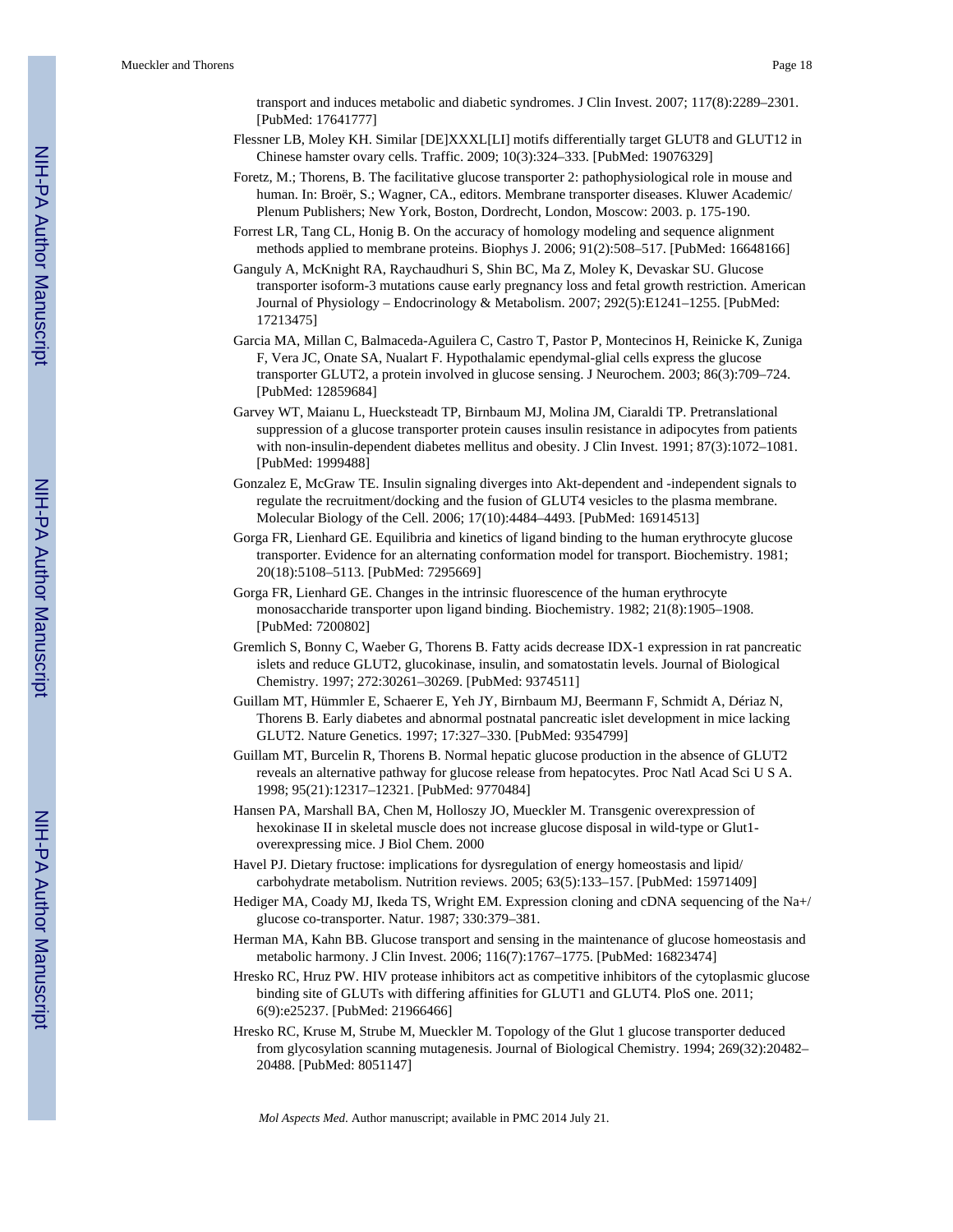transport and induces metabolic and diabetic syndromes. J Clin Invest. 2007; 117(8):2289–2301. [PubMed: 17641777]

Flessner LB, Moley KH. Similar [DE]XXXL[LI] motifs differentially target GLUT8 and GLUT12 in Chinese hamster ovary cells. Traffic. 2009; 10(3):324–333. [PubMed: 19076329]

Foretz, M.; Thorens, B. The facilitative glucose transporter 2: pathophysiological role in mouse and human. In: Broër, S.; Wagner, CA., editors. Membrane transporter diseases. Kluwer Academic/Plenum Publishers; New York, Boston, Dordrecht, London, Moscow: 2003. p. 175-190.

Forrest LR, Tang CL, Honig B. On the accuracy of homology modeling and sequence alignment methods applied to membrane proteins. Biophys J. 2006; 91(2):508–517. [PubMed: 16648166]

Ganguly A, McKnight RA, Raychaudhuri S, Shin BC, Ma Z, Moley K, Devaskar SU. Glucose transporter isoform-3 mutations cause early pregnancy loss and fetal growth restriction. American Journal of Physiology – Endocrinology & Metabolism. 2007; 292(5):E1241–1255. [PubMed: 17213475]

Garcia MA, Millan C, Balmaceda-Aguilera C, Castro T, Pastor P, Montecinos H, Reinicke K, Zuniga F, Vera JC, Onate SA, Nualart F. Hypothalamic ependymal-glial cells express the glucose transporter GLUT2, a protein involved in glucose sensing. J Neurochem. 2003; 86(3):709–724. [PubMed: 12859684]

Garvey WT, Maianu L, Huecksteadt TP, Birnbaum MJ, Molina JM, Ciaraldi TP. Pretranslational suppression of a glucose transporter protein causes insulin resistance in adipocytes from patients with non-insulin-dependent diabetes mellitus and obesity. J Clin Invest. 1991; 87(3):1072–1081. [PubMed: 1999488]

Gonzalez E, McGraw TE. Insulin signaling diverges into Akt-dependent and -independent signals to regulate the recruitment/docking and the fusion of GLUT4 vesicles to the plasma membrane. Molecular Biology of the Cell. 2006; 17(10):4484–4493. [PubMed: 16914513]

Gorga FR, Lienhard GE. Equilibria and kinetics of ligand binding to the human erythrocyte glucose transporter. Evidence for an alternating conformation model for transport. Biochemistry. 1981; 20(18):5108–5113. [PubMed: 7295669]

Gorga FR, Lienhard GE. Changes in the intrinsic fluorescence of the human erythrocyte monosaccharide transporter upon ligand binding. Biochemistry. 1982; 21(8):1905–1908. [PubMed: 7200802]

Gremlich S, Bonny C, Waeber G, Thorens B. Fatty acids decrease IDX-1 expression in rat pancreatic islets and reduce GLUT2, glucokinase, insulin, and somatostatin levels. Journal of Biological Chemistry. 1997; 272:30261–30269. [PubMed: 9374511]

Guillam MT, Hümmler E, Schaerer E, Yeh JY, Birnbaum MJ, Beermann F, Schmidt A, Dériaz N, Thorens B. Early diabetes and abnormal postnatal pancreatic islet development in mice lacking GLUT2. Nature Genetics. 1997; 17:327–330. [PubMed: 9354799]

Guillam MT, Burcelin R, Thorens B. Normal hepatic glucose production in the absence of GLUT2 reveals an alternative pathway for glucose release from hepatocytes. Proc Natl Acad Sci U S A. 1998; 95(21):12317–12321. [PubMed: 9770484]

Hansen PA, Marshall BA, Chen M, Holloszy JO, Mueckler M. Transgenic overexpression of hexokinase II in skeletal muscle does not increase glucose disposal in wild-type or Glut1-overexpressing mice. J Biol Chem. 2000

Havel PJ. Dietary fructose: implications for dysregulation of energy homeostasis and lipid/carbohydrate metabolism. Nutrition reviews. 2005; 63(5):133–157. [PubMed: 15971409]

Hediger MA, Coady MJ, Ikeda TS, Wright EM. Expression cloning and cDNA sequencing of the Na+/glucose co-transporter. Natur. 1987; 330:379–381.

Herman MA, Kahn BB. Glucose transport and sensing in the maintenance of glucose homeostasis and metabolic harmony. J Clin Invest. 2006; 116(7):1767–1775. [PubMed: 16823474]

Hresko RC, Hruz PW. HIV protease inhibitors act as competitive inhibitors of the cytoplasmic glucose binding site of GLUTs with differing affinities for GLUT1 and GLUT4. PloS one. 2011; 6(9):e25237. [PubMed: 21966466]

Hresko RC, Kruse M, Strube M, Mueckler M. Topology of the Glut 1 glucose transporter deduced from glycosylation scanning mutagenesis. Journal of Biological Chemistry. 1994; 269(32):20482–20488. [PubMed: 8051147]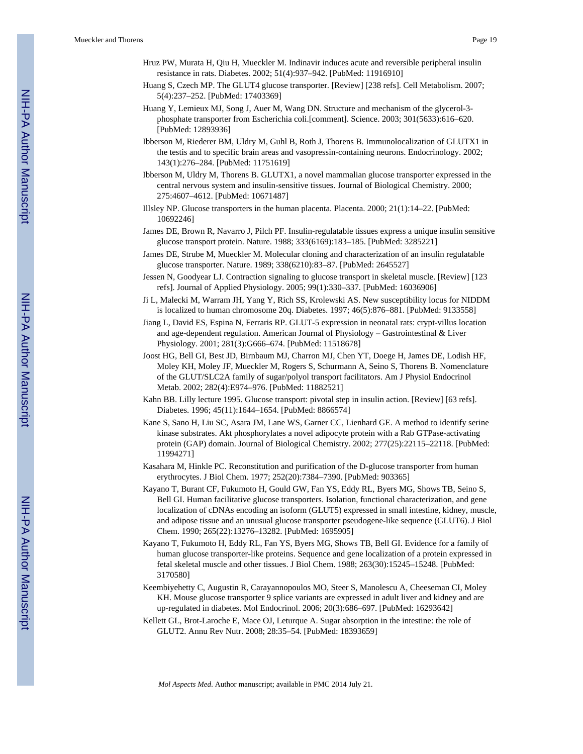Hruz PW, Murata H, Qiu H, Mueckler M. Indinavir induces acute and reversible peripheral insulin resistance in rats. Diabetes. 2002; 51(4):937–942. [PubMed: 11916910]

Huang S, Czech MP. The GLUT4 glucose transporter. [Review] [238 refs]. Cell Metabolism. 2007; 5(4):237–252. [PubMed: 17403369]

Huang Y, Lemieux MJ, Song J, Auer M, Wang DN. Structure and mechanism of the glycerol-3-phosphate transporter from Escherichia coli.[comment]. Science. 2003; 301(5633):616–620. [PubMed: 12893936]

Ibberson M, Riederer BM, Uldry M, Guhl B, Roth J, Thorens B. Immunolocalization of GLUTX1 in the testis and to specific brain areas and vasopressin-containing neurons. Endocrinology. 2002; 143(1):276–284. [PubMed: 11751619]

Ibberson M, Uldry M, Thorens B. GLUTX1, a novel mammalian glucose transporter expressed in the central nervous system and insulin-sensitive tissues. Journal of Biological Chemistry. 2000; 275:4607–4612. [PubMed: 10671487]

Illsley NP. Glucose transporters in the human placenta. Placenta. 2000; 21(1):14–22. [PubMed: 10692246]

James DE, Brown R, Navarro J, Pilch PF. Insulin-regulatable tissues express a unique insulin sensitive glucose transport protein. Nature. 1988; 333(6169):183–185. [PubMed: 3285221]

James DE, Strube M, Mueckler M. Molecular cloning and characterization of an insulin regulatable glucose transporter. Nature. 1989; 338(6210):83–87. [PubMed: 2645527]

Jessen N, Goodyear LJ. Contraction signaling to glucose transport in skeletal muscle. [Review] [123 refs]. Journal of Applied Physiology. 2005; 99(1):330–337. [PubMed: 16036906]

Ji L, Malecki M, Warram JH, Yang Y, Rich SS, Krolewski AS. New susceptibility locus for NIDDM is localized to human chromosome 20q. Diabetes. 1997; 46(5):876–881. [PubMed: 9133558]

Jiang L, David ES, Espina N, Ferraris RP. GLUT-5 expression in neonatal rats: crypt-villus location and age-dependent regulation. American Journal of Physiology – Gastrointestinal & Liver Physiology. 2001; 281(3):G666–674. [PubMed: 11518678]

Joost HG, Bell GI, Best JD, Birnbaum MJ, Charron MJ, Chen YT, Doege H, James DE, Lodish HF, Moley KH, Moley JF, Mueckler M, Rogers S, Schurmann A, Seino S, Thorens B. Nomenclature of the GLUT/SLC2A family of sugar/polyol transport facilitators. Am J Physiol Endocrinol Metab. 2002; 282(4):E974–976. [PubMed: 11882521]

Kahn BB. Lilly lecture 1995. Glucose transport: pivotal step in insulin action. [Review] [63 refs]. Diabetes. 1996; 45(11):1644–1654. [PubMed: 8866574]

Kane S, Sano H, Liu SC, Asara JM, Lane WS, Garner CC, Lienhard GE. A method to identify serine kinase substrates. Akt phosphorylates a novel adipocyte protein with a Rab GTPase-activating protein (GAP) domain. Journal of Biological Chemistry. 2002; 277(25):22115–22118. [PubMed: 11994271]

Kasahara M, Hinkle PC. Reconstitution and purification of the D-glucose transporter from human erythrocytes. J Biol Chem. 1977; 252(20):7384–7390. [PubMed: 903365]

Kayano T, Burant CF, Fukumoto H, Gould GW, Fan YS, Eddy RL, Byers MG, Shows TB, Seino S, Bell GI. Human facilitative glucose transporters. Isolation, functional characterization, and gene localization of cDNAs encoding an isoform (GLUT5) expressed in small intestine, kidney, muscle, and adipose tissue and an unusual glucose transporter pseudogene-like sequence (GLUT6). J Biol Chem. 1990; 265(22):13276–13282. [PubMed: 1695905]

Kayano T, Fukumoto H, Eddy RL, Fan YS, Byers MG, Shows TB, Bell GI. Evidence for a family of human glucose transporter-like proteins. Sequence and gene localization of a protein expressed in fetal skeletal muscle and other tissues. J Biol Chem. 1988; 263(30):15245–15248. [PubMed: 3170580]

Keembiyehetty C, Augustin R, Carayannopoulos MO, Steer S, Manolescu A, Cheeseman CI, Moley KH. Mouse glucose transporter 9 splice variants are expressed in adult liver and kidney and are up-regulated in diabetes. Mol Endocrinol. 2006; 20(3):686–697. [PubMed: 16293642]

Kellett GL, Brot-Laroche E, Mace OJ, Leturque A. Sugar absorption in the intestine: the role of GLUT2. Annu Rev Nutr. 2008; 28:35–54. [PubMed: 18393659]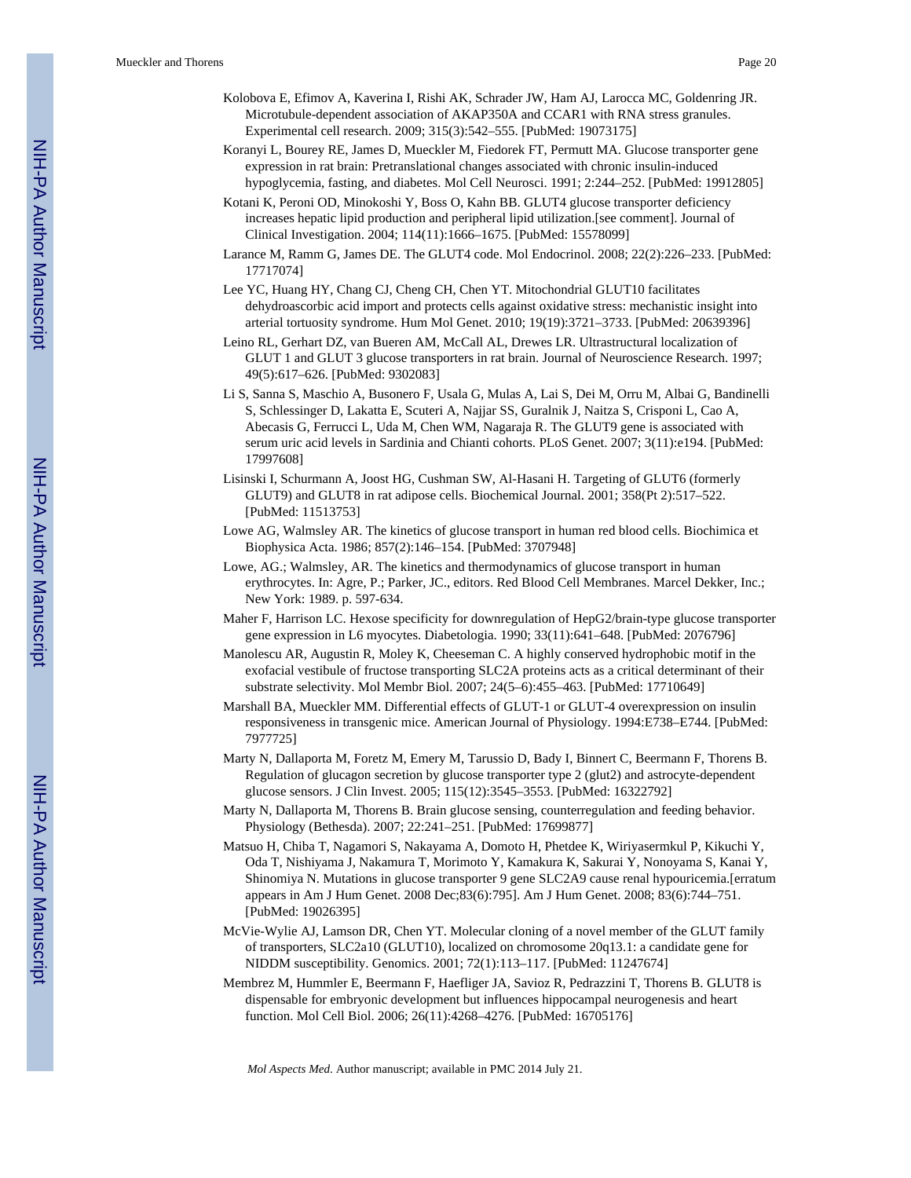Kolobova E, Efimov A, Kaverina I, Rishi AK, Schrader JW, Ham AJ, Larocca MC, Goldenring JR. Microtubule-dependent association of AKAP350A and CCAR1 with RNA stress granules. Experimental cell research. 2009; 315(3):542–555. [PubMed: 19073175]

Koranyi L, Bourey RE, James D, Mueckler M, Fiedorek FT, Permutt MA. Glucose transporter gene expression in rat brain: Pretranslational changes associated with chronic insulin-induced hypoglycemia, fasting, and diabetes. Mol Cell Neurosci. 1991; 2:244–252. [PubMed: 19912805]

Kotani K, Peroni OD, Minokoshi Y, Boss O, Kahn BB. GLUT4 glucose transporter deficiency increases hepatic lipid production and peripheral lipid utilization.[see comment]. Journal of Clinical Investigation. 2004; 114(11):1666–1675. [PubMed: 15578099]

Larance M, Ramm G, James DE. The GLUT4 code. Mol Endocrinol. 2008; 22(2):226–233. [PubMed: 17717074]

Lee YC, Huang HY, Chang CJ, Cheng CH, Chen YT. Mitochondrial GLUT10 facilitates dehydroascorbic acid import and protects cells against oxidative stress: mechanistic insight into arterial tortuosity syndrome. Hum Mol Genet. 2010; 19(19):3721–3733. [PubMed: 20639396]

Leino RL, Gerhart DZ, van Bueren AM, McCall AL, Drewes LR. Ultrastructural localization of GLUT 1 and GLUT 3 glucose transporters in rat brain. Journal of Neuroscience Research. 1997; 49(5):617–626. [PubMed: 9302083]

Li S, Sanna S, Maschio A, Busonero F, Usala G, Mulas A, Lai S, Dei M, Orru M, Albai G, Bandinelli S, Schlessinger D, Lakatta E, Scuteri A, Najjar SS, Guralnik J, Naitza S, Crisponi L, Cao A, Abecasis G, Ferrucci L, Uda M, Chen WM, Nagaraja R. The GLUT9 gene is associated with serum uric acid levels in Sardinia and Chianti cohorts. PLoS Genet. 2007; 3(11):e194. [PubMed: 17997608]

Lisinski I, Schurmann A, Joost HG, Cushman SW, Al-Hasani H. Targeting of GLUT6 (formerly GLUT9) and GLUT8 in rat adipose cells. Biochemical Journal. 2001; 358(Pt 2):517–522. [PubMed: 11513753]

Lowe AG, Walmsley AR. The kinetics of glucose transport in human red blood cells. Biochimica et Biophysica Acta. 1986; 857(2):146–154. [PubMed: 3707948]

Lowe, AG.; Walmsley, AR. The kinetics and thermodynamics of glucose transport in human erythrocytes. In: Agre, P.; Parker, JC., editors. Red Blood Cell Membranes. Marcel Dekker, Inc.; New York: 1989. p. 597-634.

Maher F, Harrison LC. Hexose specificity for downregulation of HepG2/brain-type glucose transporter gene expression in L6 myocytes. Diabetologia. 1990; 33(11):641–648. [PubMed: 2076796]

Manolescu AR, Augustin R, Moley K, Cheeseman C. A highly conserved hydrophobic motif in the exofacial vestibule of fructose transporting SLC2A proteins acts as a critical determinant of their substrate selectivity. Mol Membr Biol. 2007; 24(5–6):455–463. [PubMed: 17710649]

Marshall BA, Mueckler MM. Differential effects of GLUT-1 or GLUT-4 overexpression on insulin responsiveness in transgenic mice. American Journal of Physiology. 1994:E738–E744. [PubMed: 7977725]

Marty N, Dallaporta M, Foretz M, Emery M, Tarussio D, Bady I, Binnert C, Beermann F, Thorens B. Regulation of glucagon secretion by glucose transporter type 2 (glut2) and astrocyte-dependent glucose sensors. J Clin Invest. 2005; 115(12):3545–3553. [PubMed: 16322792]

Marty N, Dallaporta M, Thorens B. Brain glucose sensing, counterregulation and feeding behavior. Physiology (Bethesda). 2007; 22:241–251. [PubMed: 17699877]

Matsuo H, Chiba T, Nagamori S, Nakayama A, Domoto H, Phetdee K, Wiriyasermkul P, Kikuchi Y, Oda T, Nishiyama J, Nakamura T, Morimoto Y, Kamakura K, Sakurai Y, Nonoyama S, Kanai Y, Shinomiya N. Mutations in glucose transporter 9 gene SLC2A9 cause renal hypouricemia.[erratum appears in Am J Hum Genet. 2008 Dec;83(6):795]. Am J Hum Genet. 2008; 83(6):744–751. [PubMed: 19026395]

McVie-Wylie AJ, Lamson DR, Chen YT. Molecular cloning of a novel member of the GLUT family of transporters, SLC2a10 (GLUT10), localized on chromosome 20q13.1: a candidate gene for NIDDM susceptibility. Genomics. 2001; 72(1):113–117. [PubMed: 11247674]

Membrez M, Hummler E, Beermann F, Haefliger JA, Savioz R, Pedrazzini T, Thorens B. GLUT8 is dispensable for embryonic development but influences hippocampal neurogenesis and heart function. Mol Cell Biol. 2006; 26(11):4268–4276. [PubMed: 16705176]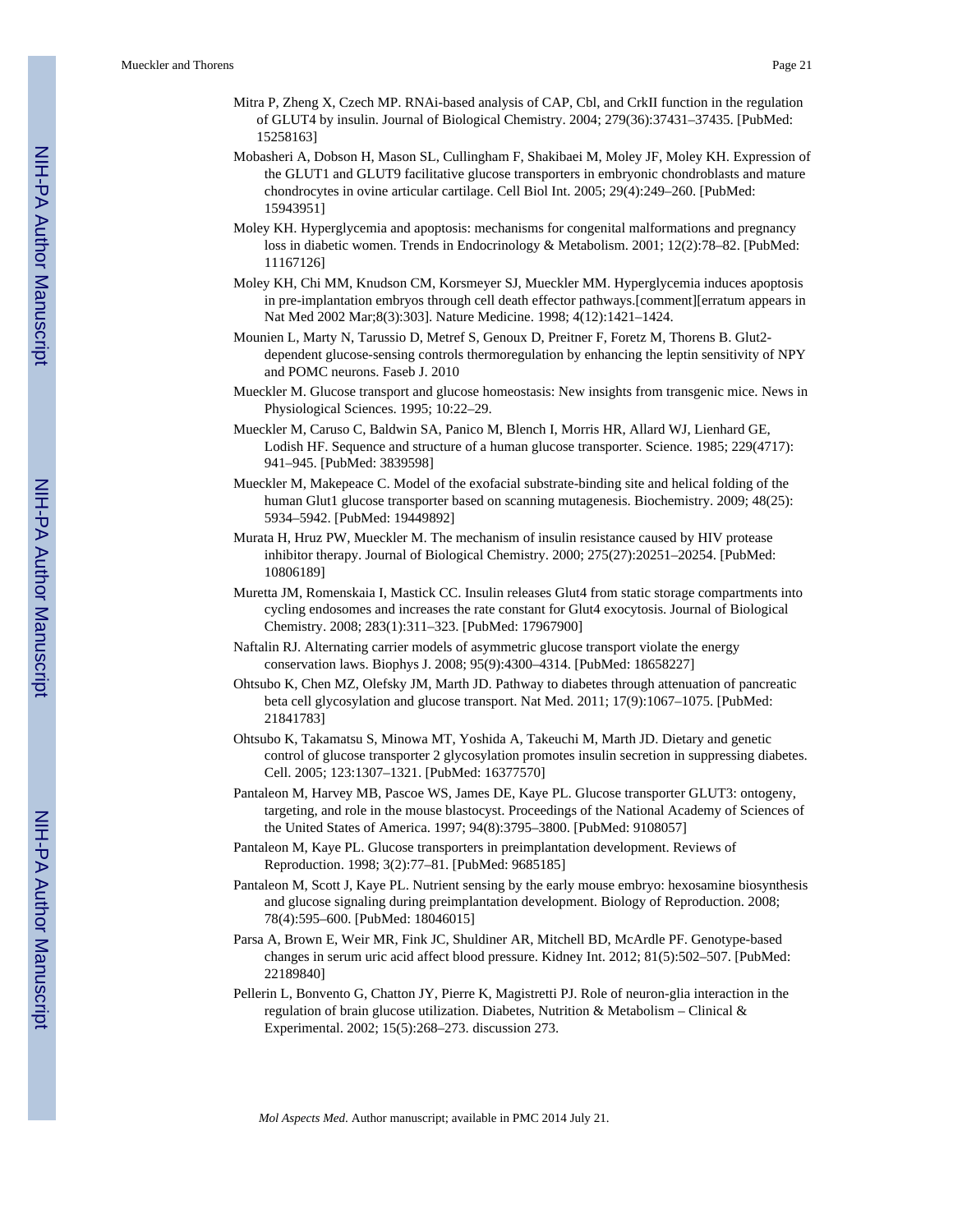Mitra P, Zheng X, Czech MP. RNAi-based analysis of CAP, Cbl, and CrkII function in the regulation of GLUT4 by insulin. Journal of Biological Chemistry. 2004; 279(36):37431–37435. [PubMed: 15258163]

Mobasheri A, Dobson H, Mason SL, Cullingham F, Shakibaei M, Moley JF, Moley KH. Expression of the GLUT1 and GLUT9 facilitative glucose transporters in embryonic chondroblasts and mature chondrocytes in ovine articular cartilage. Cell Biol Int. 2005; 29(4):249–260. [PubMed: 15943951]

Moley KH. Hyperglycemia and apoptosis: mechanisms for congenital malformations and pregnancy loss in diabetic women. Trends in Endocrinology & Metabolism. 2001; 12(2):78–82. [PubMed: 11167126]

Moley KH, Chi MM, Knudson CM, Korsmeyer SJ, Mueckler MM. Hyperglycemia induces apoptosis in pre-implantation embryos through cell death effector pathways.[comment][erratum appears in Nat Med 2002 Mar;8(3):303]. Nature Medicine. 1998; 4(12):1421–1424.

Mounien L, Marty N, Tarussio D, Metref S, Genoux D, Preitner F, Foretz M, Thorens B. Glut2-dependent glucose-sensing controls thermoregulation by enhancing the leptin sensitivity of NPY and POMC neurons. Faseb J. 2010

Mueckler M. Glucose transport and glucose homeostasis: New insights from transgenic mice. News in Physiological Sciences. 1995; 10:22–29.

Mueckler M, Caruso C, Baldwin SA, Panico M, Blench I, Morris HR, Allard WJ, Lienhard GE, Lodish HF. Sequence and structure of a human glucose transporter. Science. 1985; 229(4717): 941–945. [PubMed: 3839598]

Mueckler M, Makepeace C. Model of the exofacial substrate-binding site and helical folding of the human Glut1 glucose transporter based on scanning mutagenesis. Biochemistry. 2009; 48(25): 5934–5942. [PubMed: 19449892]

Murata H, Hruz PW, Mueckler M. The mechanism of insulin resistance caused by HIV protease inhibitor therapy. Journal of Biological Chemistry. 2000; 275(27):20251–20254. [PubMed: 10806189]

Muretta JM, Romenskaia I, Mastick CC. Insulin releases Glut4 from static storage compartments into cycling endosomes and increases the rate constant for Glut4 exocytosis. Journal of Biological Chemistry. 2008; 283(1):311–323. [PubMed: 17967900]

Naftalin RJ. Alternating carrier models of asymmetric glucose transport violate the energy conservation laws. Biophys J. 2008; 95(9):4300–4314. [PubMed: 18658227]

Ohtsubo K, Chen MZ, Olefsky JM, Marth JD. Pathway to diabetes through attenuation of pancreatic beta cell glycosylation and glucose transport. Nat Med. 2011; 17(9):1067–1075. [PubMed: 21841783]

Ohtsubo K, Takamatsu S, Minowa MT, Yoshida A, Takeuchi M, Marth JD. Dietary and genetic control of glucose transporter 2 glycosylation promotes insulin secretion in suppressing diabetes. Cell. 2005; 123:1307–1321. [PubMed: 16377570]

Pantaleon M, Harvey MB, Pascoe WS, James DE, Kaye PL. Glucose transporter GLUT3: ontogeny, targeting, and role in the mouse blastocyst. Proceedings of the National Academy of Sciences of the United States of America. 1997; 94(8):3795–3800. [PubMed: 9108057]

Pantaleon M, Kaye PL. Glucose transporters in preimplantation development. Reviews of Reproduction. 1998; 3(2):77–81. [PubMed: 9685185]

Pantaleon M, Scott J, Kaye PL. Nutrient sensing by the early mouse embryo: hexosamine biosynthesis and glucose signaling during preimplantation development. Biology of Reproduction. 2008; 78(4):595–600. [PubMed: 18046015]

Parsa A, Brown E, Weir MR, Fink JC, Shuldiner AR, Mitchell BD, McArdle PF. Genotype-based changes in serum uric acid affect blood pressure. Kidney Int. 2012; 81(5):502–507. [PubMed: 22189840]

Pellerin L, Bonvento G, Chatton JY, Pierre K, Magistretti PJ. Role of neuron-glia interaction in the regulation of brain glucose utilization. Diabetes, Nutrition & Metabolism – Clinical & Experimental. 2002; 15(5):268–273. discussion 273.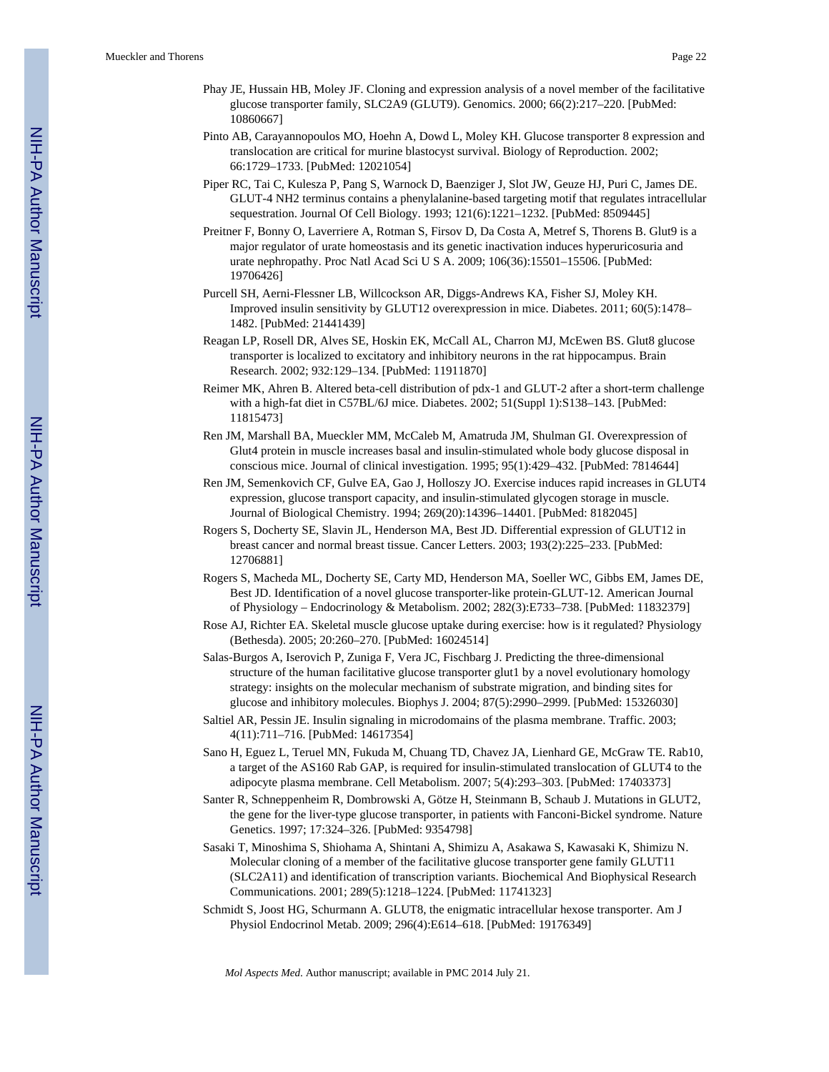Phay JE, Hussain HB, Moley JF. Cloning and expression analysis of a novel member of the facilitative glucose transporter family, SLC2A9 (GLUT9). Genomics. 2000; 66(2):217–220. [PubMed: 10860667]

Pinto AB, Carayannopoulos MO, Hoehn A, Dowd L, Moley KH. Glucose transporter 8 expression and translocation are critical for murine blastocyst survival. Biology of Reproduction. 2002; 66:1729–1733. [PubMed: 12021054]

Piper RC, Tai C, Kulesza P, Pang S, Warnock D, Baenziger J, Slot JW, Geuze HJ, Puri C, James DE. GLUT-4 NH2 terminus contains a phenylalanine-based targeting motif that regulates intracellular sequestration. Journal Of Cell Biology. 1993; 121(6):1221–1232. [PubMed: 8509445]

Preitner F, Bonny O, Laverriere A, Rotman S, Firsov D, Da Costa A, Metref S, Thorens B. Glut9 is a major regulator of urate homeostasis and its genetic inactivation induces hyperuricosuria and urate nephropathy. Proc Natl Acad Sci U S A. 2009; 106(36):15501–15506. [PubMed: 19706426]

Purcell SH, Aerni-Flessner LB, Willcockson AR, Diggs-Andrews KA, Fisher SJ, Moley KH. Improved insulin sensitivity by GLUT12 overexpression in mice. Diabetes. 2011; 60(5):1478–1482. [PubMed: 21441439]

Reagan LP, Rosell DR, Alves SE, Hoskin EK, McCall AL, Charron MJ, McEwen BS. Glut8 glucose transporter is localized to excitatory and inhibitory neurons in the rat hippocampus. Brain Research. 2002; 932:129–134. [PubMed: 11911870]

Reimer MK, Ahren B. Altered beta-cell distribution of pdx-1 and GLUT-2 after a short-term challenge with a high-fat diet in C57BL/6J mice. Diabetes. 2002; 51(Suppl 1):S138–143. [PubMed: 11815473]

Ren JM, Marshall BA, Mueckler MM, McCaleb M, Amatruda JM, Shulman GI. Overexpression of Glut4 protein in muscle increases basal and insulin-stimulated whole body glucose disposal in conscious mice. Journal of clinical investigation. 1995; 95(1):429–432. [PubMed: 7814644]

Ren JM, Semenkovich CF, Gulve EA, Gao J, Holloszy JO. Exercise induces rapid increases in GLUT4 expression, glucose transport capacity, and insulin-stimulated glycogen storage in muscle. Journal of Biological Chemistry. 1994; 269(20):14396–14401. [PubMed: 8182045]

Rogers S, Docherty SE, Slavin JL, Henderson MA, Best JD. Differential expression of GLUT12 in breast cancer and normal breast tissue. Cancer Letters. 2003; 193(2):225–233. [PubMed: 12706881]

Rogers S, Macheda ML, Docherty SE, Carty MD, Henderson MA, Soeller WC, Gibbs EM, James DE, Best JD. Identification of a novel glucose transporter-like protein-GLUT-12. American Journal of Physiology – Endocrinology & Metabolism. 2002; 282(3):E733–738. [PubMed: 11832379]

Rose AJ, Richter EA. Skeletal muscle glucose uptake during exercise: how is it regulated? Physiology (Bethesda). 2005; 20:260–270. [PubMed: 16024514]

Salas-Burgos A, Iserovich P, Zuniga F, Vera JC, Fischbarg J. Predicting the three-dimensional structure of the human facilitative glucose transporter glut1 by a novel evolutionary homology strategy: insights on the molecular mechanism of substrate migration, and binding sites for glucose and inhibitory molecules. Biophys J. 2004; 87(5):2990–2999. [PubMed: 15326030]

Saltiel AR, Pessin JE. Insulin signaling in microdomains of the plasma membrane. Traffic. 2003; 4(11):711–716. [PubMed: 14617354]

Sano H, Eguez L, Teruel MN, Fukuda M, Chuang TD, Chavez JA, Lienhard GE, McGraw TE. Rab10, a target of the AS160 Rab GAP, is required for insulin-stimulated translocation of GLUT4 to the adipocyte plasma membrane. Cell Metabolism. 2007; 5(4):293–303. [PubMed: 17403373]

Santer R, Schneppenheim R, Dombrowski A, Götze H, Steinmann B, Schaub J. Mutations in GLUT2, the gene for the liver-type glucose transporter, in patients with Fanconi-Bickel syndrome. Nature Genetics. 1997; 17:324–326. [PubMed: 9354798]

Sasaki T, Minoshima S, Shiohama A, Shintani A, Shimizu A, Asakawa S, Kawasaki K, Shimizu N. Molecular cloning of a member of the facilitative glucose transporter gene family GLUT11 (SLC2A11) and identification of transcription variants. Biochemical And Biophysical Research Communications. 2001; 289(5):1218–1224. [PubMed: 11741323]

Schmidt S, Joost HG, Schurmann A. GLUT8, the enigmatic intracellular hexose transporter. Am J Physiol Endocrinol Metab. 2009; 296(4):E614–618. [PubMed: 19176349]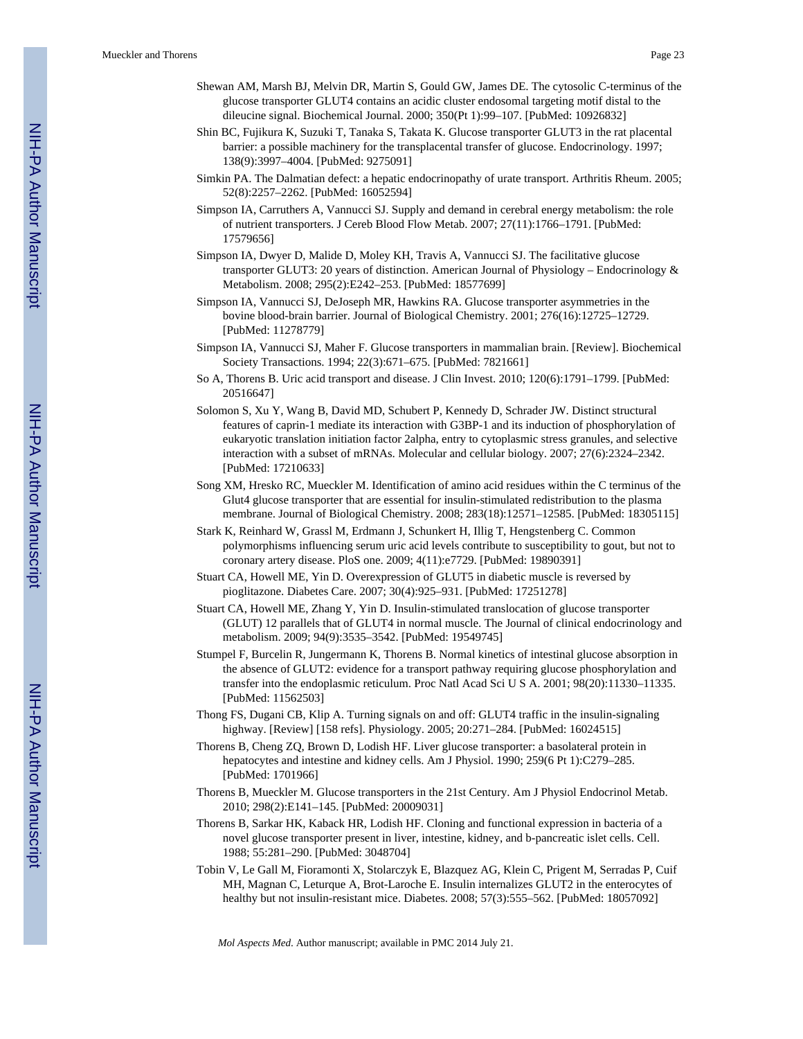Shewan AM, Marsh BJ, Melvin DR, Martin S, Gould GW, James DE. The cytosolic C-terminus of the glucose transporter GLUT4 contains an acidic cluster endosomal targeting motif distal to the dileucine signal. Biochemical Journal. 2000; 350(Pt 1):99–107. [PubMed: 10926832]

Shin BC, Fujikura K, Suzuki T, Tanaka S, Takata K. Glucose transporter GLUT3 in the rat placental barrier: a possible machinery for the transplacental transfer of glucose. Endocrinology. 1997; 138(9):3997–4004. [PubMed: 9275091]

Simkin PA. The Dalmatian defect: a hepatic endocrinopathy of urate transport. Arthritis Rheum. 2005; 52(8):2257–2262. [PubMed: 16052594]

Simpson IA, Carruthers A, Vannucci SJ. Supply and demand in cerebral energy metabolism: the role of nutrient transporters. J Cereb Blood Flow Metab. 2007; 27(11):1766–1791. [PubMed: 17579656]

Simpson IA, Dwyer D, Malide D, Moley KH, Travis A, Vannucci SJ. The facilitative glucose transporter GLUT3: 20 years of distinction. American Journal of Physiology – Endocrinology & Metabolism. 2008; 295(2):E242–253. [PubMed: 18577699]

Simpson IA, Vannucci SJ, DeJoseph MR, Hawkins RA. Glucose transporter asymmetries in the bovine blood-brain barrier. Journal of Biological Chemistry. 2001; 276(16):12725–12729. [PubMed: 11278779]

Simpson IA, Vannucci SJ, Maher F. Glucose transporters in mammalian brain. [Review]. Biochemical Society Transactions. 1994; 22(3):671–675. [PubMed: 7821661]

So A, Thorens B. Uric acid transport and disease. J Clin Invest. 2010; 120(6):1791–1799. [PubMed: 20516647]

Solomon S, Xu Y, Wang B, David MD, Schubert P, Kennedy D, Schrader JW. Distinct structural features of caprin-1 mediate its interaction with G3BP-1 and its induction of phosphorylation of eukaryotic translation initiation factor 2alpha, entry to cytoplasmic stress granules, and selective interaction with a subset of mRNAs. Molecular and cellular biology. 2007; 27(6):2324–2342. [PubMed: 17210633]

Song XM, Hresko RC, Mueckler M. Identification of amino acid residues within the C terminus of the Glut4 glucose transporter that are essential for insulin-stimulated redistribution to the plasma membrane. Journal of Biological Chemistry. 2008; 283(18):12571–12585. [PubMed: 18305115]

Stark K, Reinhard W, Grassl M, Erdmann J, Schunkert H, Illig T, Hengstenberg C. Common polymorphisms influencing serum uric acid levels contribute to susceptibility to gout, but not to coronary artery disease. PloS one. 2009; 4(11):e7729. [PubMed: 19890391]

Stuart CA, Howell ME, Yin D. Overexpression of GLUT5 in diabetic muscle is reversed by pioglitazone. Diabetes Care. 2007; 30(4):925–931. [PubMed: 17251278]

Stuart CA, Howell ME, Zhang Y, Yin D. Insulin-stimulated translocation of glucose transporter (GLUT) 12 parallels that of GLUT4 in normal muscle. The Journal of clinical endocrinology and metabolism. 2009; 94(9):3535–3542. [PubMed: 19549745]

Stumpel F, Burcelin R, Jungermann K, Thorens B. Normal kinetics of intestinal glucose absorption in the absence of GLUT2: evidence for a transport pathway requiring glucose phosphorylation and transfer into the endoplasmic reticulum. Proc Natl Acad Sci U S A. 2001; 98(20):11330–11335. [PubMed: 11562503]

Thong FS, Dugani CB, Klip A. Turning signals on and off: GLUT4 traffic in the insulin-signaling highway. [Review] [158 refs]. Physiology. 2005; 20:271–284. [PubMed: 16024515]

Thorens B, Cheng ZQ, Brown D, Lodish HF. Liver glucose transporter: a basolateral protein in hepatocytes and intestine and kidney cells. Am J Physiol. 1990; 259(6 Pt 1):C279–285. [PubMed: 1701966]

Thorens B, Mueckler M. Glucose transporters in the 21st Century. Am J Physiol Endocrinol Metab. 2010; 298(2):E141–145. [PubMed: 20009031]

Thorens B, Sarkar HK, Kaback HR, Lodish HF. Cloning and functional expression in bacteria of a novel glucose transporter present in liver, intestine, kidney, and b-pancreatic islet cells. Cell. 1988; 55:281–290. [PubMed: 3048704]

Tobin V, Le Gall M, Fioramonti X, Stolarczyk E, Blazquez AG, Klein C, Prigent M, Serradas P, Cuif MH, Magnan C, Leturque A, Brot-Laroche E. Insulin internalizes GLUT2 in the enterocytes of healthy but not insulin-resistant mice. Diabetes. 2008; 57(3):555–562. [PubMed: 18057092]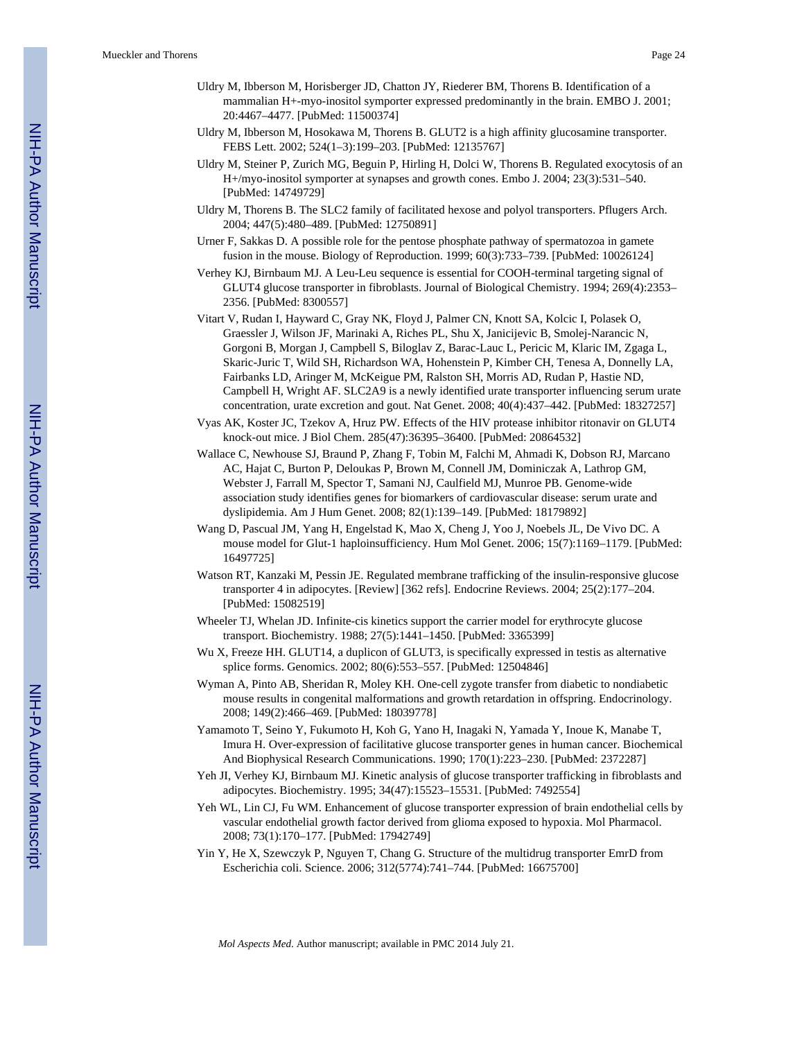Uldry M, Ibberson M, Horisberger JD, Chatton JY, Riederer BM, Thorens B. Identification of a mammalian H+-myo-inositol symporter expressed predominantly in the brain. EMBO J. 2001; 20:4467–4477. [PubMed: 11500374]

Uldry M, Ibberson M, Hosokawa M, Thorens B. GLUT2 is a high affinity glucosamine transporter. FEBS Lett. 2002; 524(1–3):199–203. [PubMed: 12135767]

Uldry M, Steiner P, Zurich MG, Beguin P, Hirling H, Dolci W, Thorens B. Regulated exocytosis of an H+/myo-inositol symporter at synapses and growth cones. Embo J. 2004; 23(3):531–540. [PubMed: 14749729]

Uldry M, Thorens B. The SLC2 family of facilitated hexose and polyol transporters. Pflugers Arch. 2004; 447(5):480–489. [PubMed: 12750891]

Urner F, Sakkas D. A possible role for the pentose phosphate pathway of spermatozoa in gamete fusion in the mouse. Biology of Reproduction. 1999; 60(3):733–739. [PubMed: 10026124]

Verhey KJ, Birnbaum MJ. A Leu-Leu sequence is essential for COOH-terminal targeting signal of GLUT4 glucose transporter in fibroblasts. Journal of Biological Chemistry. 1994; 269(4):2353–2356. [PubMed: 8300557]

Vitart V, Rudan I, Hayward C, Gray NK, Floyd J, Palmer CN, Knott SA, Kolcic I, Polasek O, Graessler J, Wilson JF, Marinaki A, Riches PL, Shu X, Janicijevic B, Smolej-Narancic N, Gorgoni B, Morgan J, Campbell S, Biloglav Z, Barac-Lauc L, Pericic M, Klaric IM, Zgaga L, Skaric-Juric T, Wild SH, Richardson WA, Hohenstein P, Kimber CH, Tenesa A, Donnelly LA, Fairbanks LD, Aringer M, McKeigue PM, Ralston SH, Morris AD, Rudan P, Hastie ND, Campbell H, Wright AF. SLC2A9 is a newly identified urate transporter influencing serum urate concentration, urate excretion and gout. Nat Genet. 2008; 40(4):437–442. [PubMed: 18327257]

Vyas AK, Koster JC, Tzekov A, Hruz PW. Effects of the HIV protease inhibitor ritonavir on GLUT4 knock-out mice. J Biol Chem. 285(47):36395–36400. [PubMed: 20864532]

Wallace C, Newhouse SJ, Braund P, Zhang F, Tobin M, Falchi M, Ahmadi K, Dobson RJ, Marcano AC, Hajat C, Burton P, Deloukas P, Brown M, Connell JM, Dominiczak A, Lathrop GM, Webster J, Farrall M, Spector T, Samani NJ, Caulfield MJ, Munroe PB. Genome-wide association study identifies genes for biomarkers of cardiovascular disease: serum urate and dyslipidemia. Am J Hum Genet. 2008; 82(1):139–149. [PubMed: 18179892]

Wang D, Pascual JM, Yang H, Engelstad K, Mao X, Cheng J, Yoo J, Noebels JL, De Vivo DC. A mouse model for Glut-1 haploinsufficiency. Hum Mol Genet. 2006; 15(7):1169–1179. [PubMed: 16497725]

Watson RT, Kanzaki M, Pessin JE. Regulated membrane trafficking of the insulin-responsive glucose transporter 4 in adipocytes. [Review] [362 refs]. Endocrine Reviews. 2004; 25(2):177–204. [PubMed: 15082519]

Wheeler TJ, Whelan JD. Infinite-cis kinetics support the carrier model for erythrocyte glucose transport. Biochemistry. 1988; 27(5):1441–1450. [PubMed: 3365399]

Wu X, Freeze HH. GLUT14, a duplicon of GLUT3, is specifically expressed in testis as alternative splice forms. Genomics. 2002; 80(6):553–557. [PubMed: 12504846]

Wyman A, Pinto AB, Sheridan R, Moley KH. One-cell zygote transfer from diabetic to nondiabetic mouse results in congenital malformations and growth retardation in offspring. Endocrinology. 2008; 149(2):466–469. [PubMed: 18039778]

Yamamoto T, Seino Y, Fukumoto H, Koh G, Yano H, Inagaki N, Yamada Y, Inoue K, Manabe T, Imura H. Over-expression of facilitative glucose transporter genes in human cancer. Biochemical And Biophysical Research Communications. 1990; 170(1):223–230. [PubMed: 2372287]

Yeh JI, Verhey KJ, Birnbaum MJ. Kinetic analysis of glucose transporter trafficking in fibroblasts and adipocytes. Biochemistry. 1995; 34(47):15523–15531. [PubMed: 7492554]

Yeh WL, Lin CJ, Fu WM. Enhancement of glucose transporter expression of brain endothelial cells by vascular endothelial growth factor derived from glioma exposed to hypoxia. Mol Pharmacol. 2008; 73(1):170–177. [PubMed: 17942749]

Yin Y, He X, Szewczyk P, Nguyen T, Chang G. Structure of the multidrug transporter EmrD from Escherichia coli. Science. 2006; 312(5774):741–744. [PubMed: 16675700]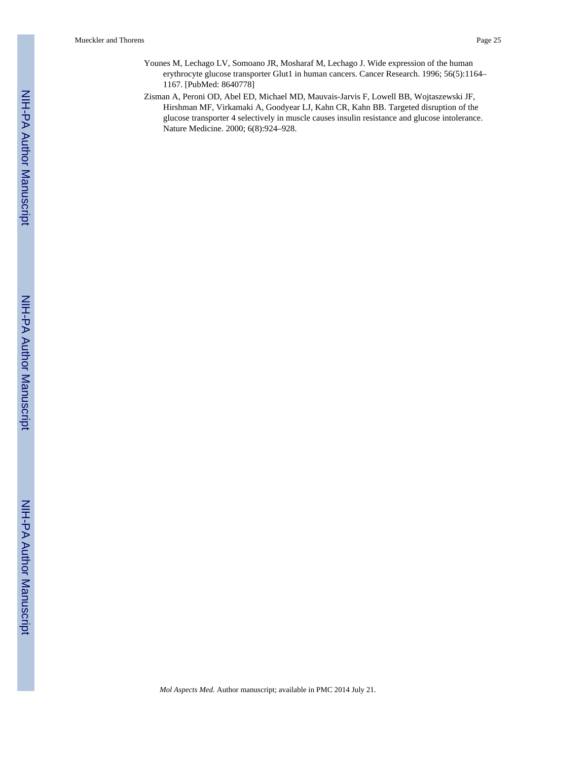Younes M, Lechago LV, Somoano JR, Mosharaf M, Lechago J. Wide expression of the human erythrocyte glucose transporter Glut1 in human cancers. Cancer Research. 1996; 56(5):1164–1167. [PubMed: 8640778]

Zisman A, Peroni OD, Abel ED, Michael MD, Mauvais-Jarvis F, Lowell BB, Wojtaszewski JF, Hirshman MF, Virkamaki A, Goodyear LJ, Kahn CR, Kahn BB. Targeted disruption of the glucose transporter 4 selectively in muscle causes insulin resistance and glucose intolerance. Nature Medicine. 2000; 6(8):924–928.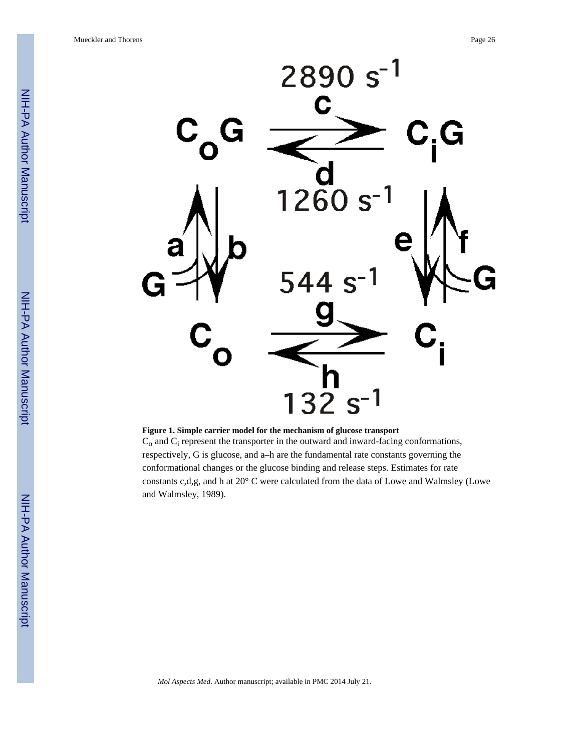**Figure 1. Simple carrier model for the mechanism of glucose transport**

$C_o$ and $C_i$ represent the transporter in the outward and inward-facing conformations, respectively, G is glucose, and a–h are the fundamental rate constants governing the conformational changes or the glucose binding and release steps. Estimates for rate constants c,d,g, and h at 20° C were calculated from the data of Lowe and Walmsley (Lowe and Walmsley, 1989).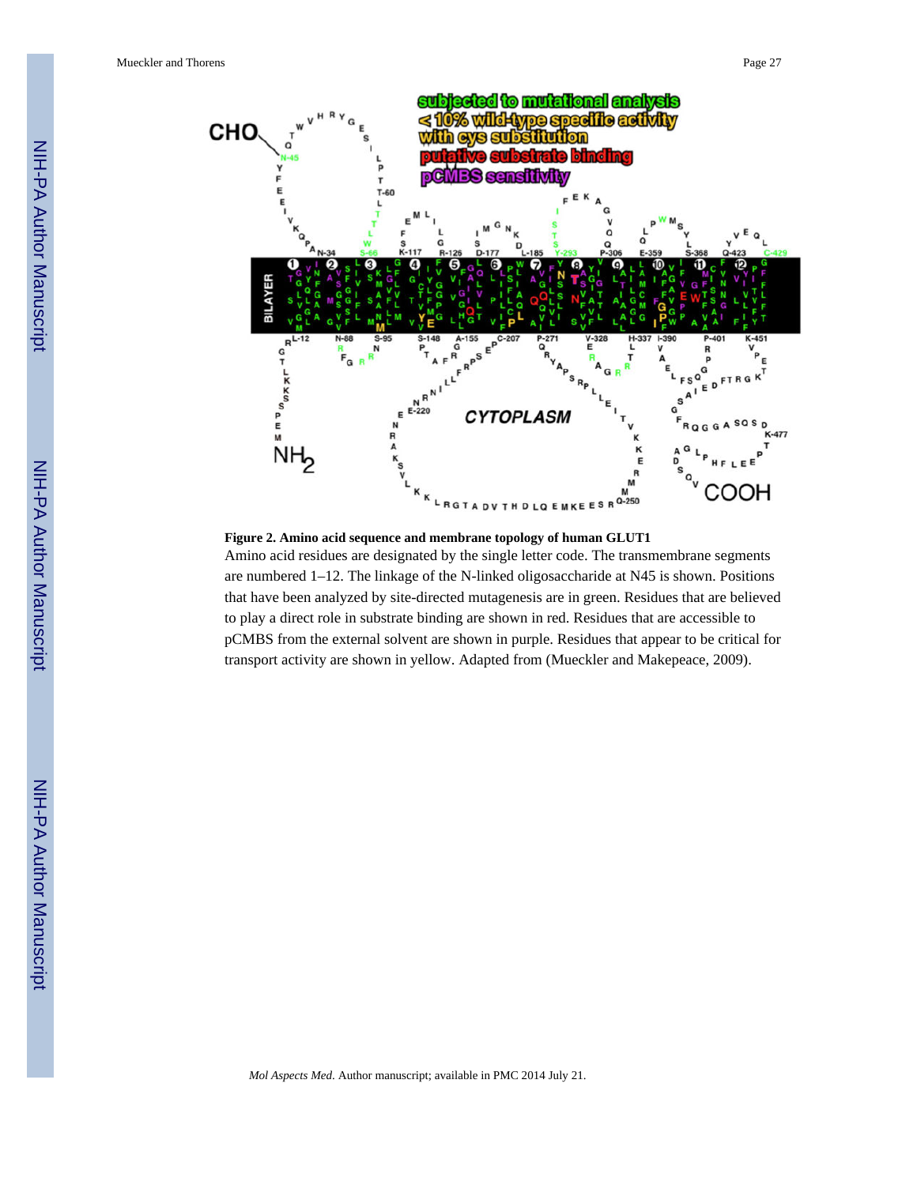**Figure 2. Amino acid sequence and membrane topology of human GLUT1**

Amino acid residues are designated by the single letter code. The transmembrane segments are numbered 1–12. The linkage of the N-linked oligosaccharide at N45 is shown. Positions that have been analyzed by site-directed mutagenesis are in green. Residues that are believed to play a direct role in substrate binding are shown in red. Residues that are accessible to pCMBS from the external solvent are shown in purple. Residues that appear to be critical for transport activity are shown in yellow. Adapted from (Mueckler and Makepeace, 2009).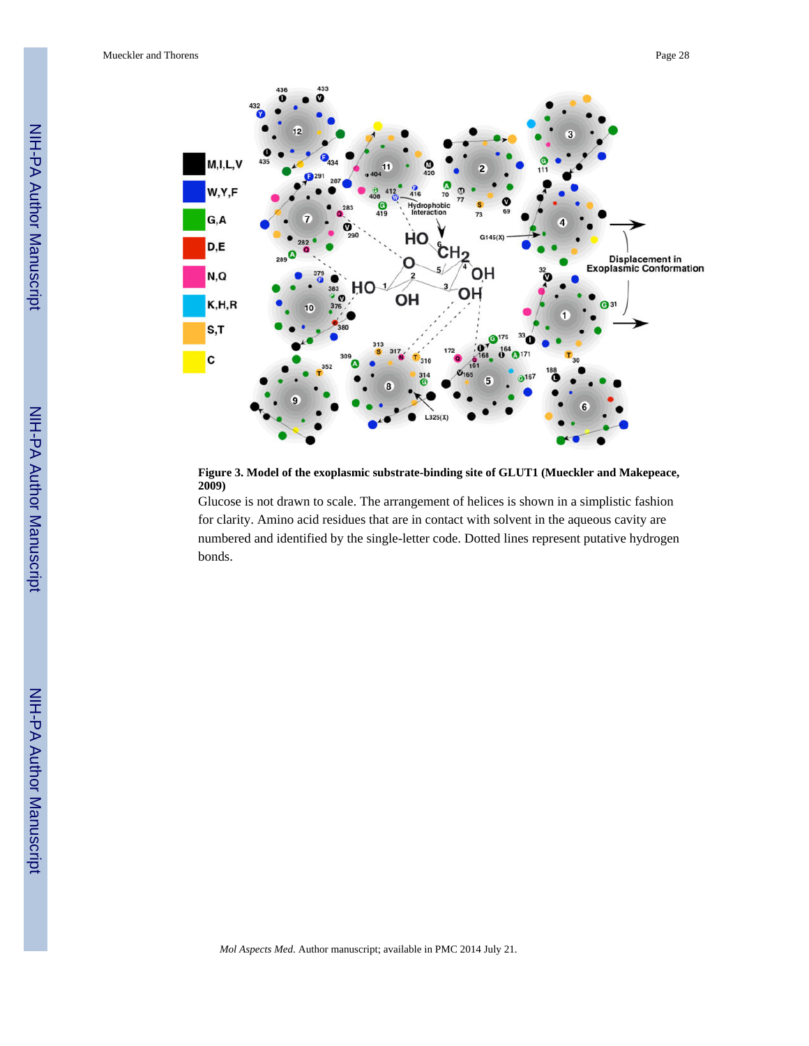**Figure 3. Model of the exoplasmic substrate-binding site of GLUT1 (Mueckler and Makepeace, 2009)**

Glucose is not drawn to scale. The arrangement of helices is shown in a simplistic fashion for clarity. Amino acid residues that are in contact with solvent in the aqueous cavity are numbered and identified by the single-letter code. Dotted lines represent putative hydrogen bonds.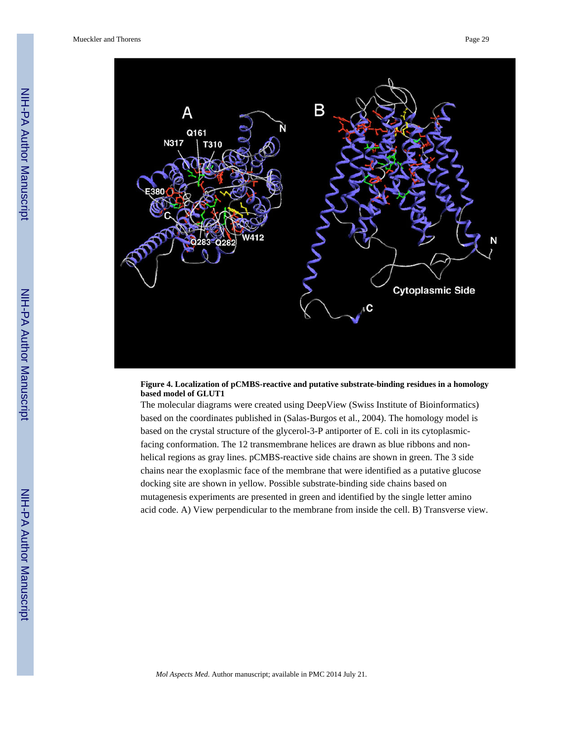**Figure 4. Localization of pCMBS-reactive and putative substrate-binding residues in a homology based model of GLUT1**

The molecular diagrams were created using DeepView (Swiss Institute of Bioinformatics) based on the coordinates published in (Salas-Burgos et al., 2004). The homology model is based on the crystal structure of the glycerol-3-P antiporter of E. coli in its cytoplasmic-facing conformation. The 12 transmembrane helices are drawn as blue ribbons and non-helical regions as gray lines. pCMBS-reactive side chains are shown in green. The 3 side chains near the exoplasmic face of the membrane that were identified as a putative glucose docking site are shown in yellow. Possible substrate-binding side chains based on mutagenesis experiments are presented in green and identified by the single letter amino acid code. A) View perpendicular to the membrane from inside the cell. B) Transverse view.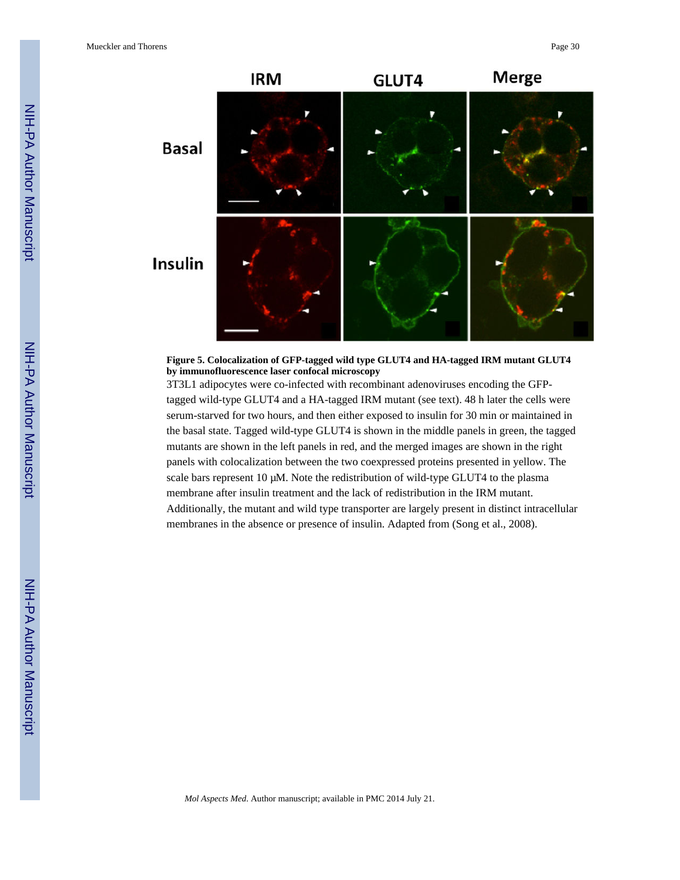**Figure 5. Colocalization of GFP-tagged wild type GLUT4 and HA-tagged IRM mutant GLUT4 by immunofluorescence laser confocal microscopy**

3T3L1 adipocytes were co-infected with recombinant adenoviruses encoding the GFP-tagged wild-type GLUT4 and a HA-tagged IRM mutant (see text). 48 h later the cells were serum-starved for two hours, and then either exposed to insulin for 30 min or maintained in the basal state. Tagged wild-type GLUT4 is shown in the middle panels in green, the tagged mutants are shown in the left panels in red, and the merged images are shown in the right panels with colocalization between the two coexpressed proteins presented in yellow. The scale bars represent 10 μM. Note the redistribution of wild-type GLUT4 to the plasma membrane after insulin treatment and the lack of redistribution in the IRM mutant. Additionally, the mutant and wild type transporter are largely present in distinct intracellular membranes in the absence or presence of insulin. Adapted from (Song et al., 2008).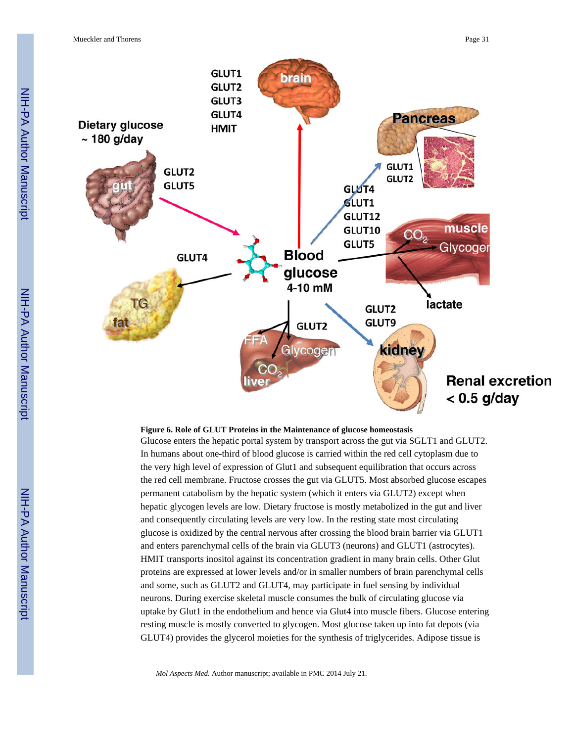**Figure 6. Role of GLUT Proteins in the Maintenance of glucose homeostasis**

Glucose enters the hepatic portal system by transport across the gut via SGLT1 and GLUT2. In humans about one-third of blood glucose is carried within the red cell cytoplasm due to the very high level of expression of Glut1 and subsequent equilibration that occurs across the red cell membrane. Fructose crosses the gut via GLUT5. Most absorbed glucose escapes permanent catabolism by the hepatic system (which it enters via GLUT2) except when hepatic glycogen levels are low. Dietary fructose is mostly metabolized in the gut and liver and consequently circulating levels are very low. In the resting state most circulating glucose is oxidized by the central nervous after crossing the blood brain barrier via GLUT1 and enters parenchymal cells of the brain via GLUT3 (neurons) and GLUT1 (astrocytes). HMIT transports inositol against its concentration gradient in many brain cells. Other Glut proteins are expressed at lower levels and/or in smaller numbers of brain parenchymal cells and some, such as GLUT2 and GLUT4, may participate in fuel sensing by individual neurons. During exercise skeletal muscle consumes the bulk of circulating glucose via uptake by Glut1 in the endothelium and hence via Glut4 into muscle fibers. Glucose entering resting muscle is mostly converted to glycogen. Most glucose taken up into fat depots (via GLUT4) provides the glycerol moieties for the synthesis of triglycerides. Adipose tissue is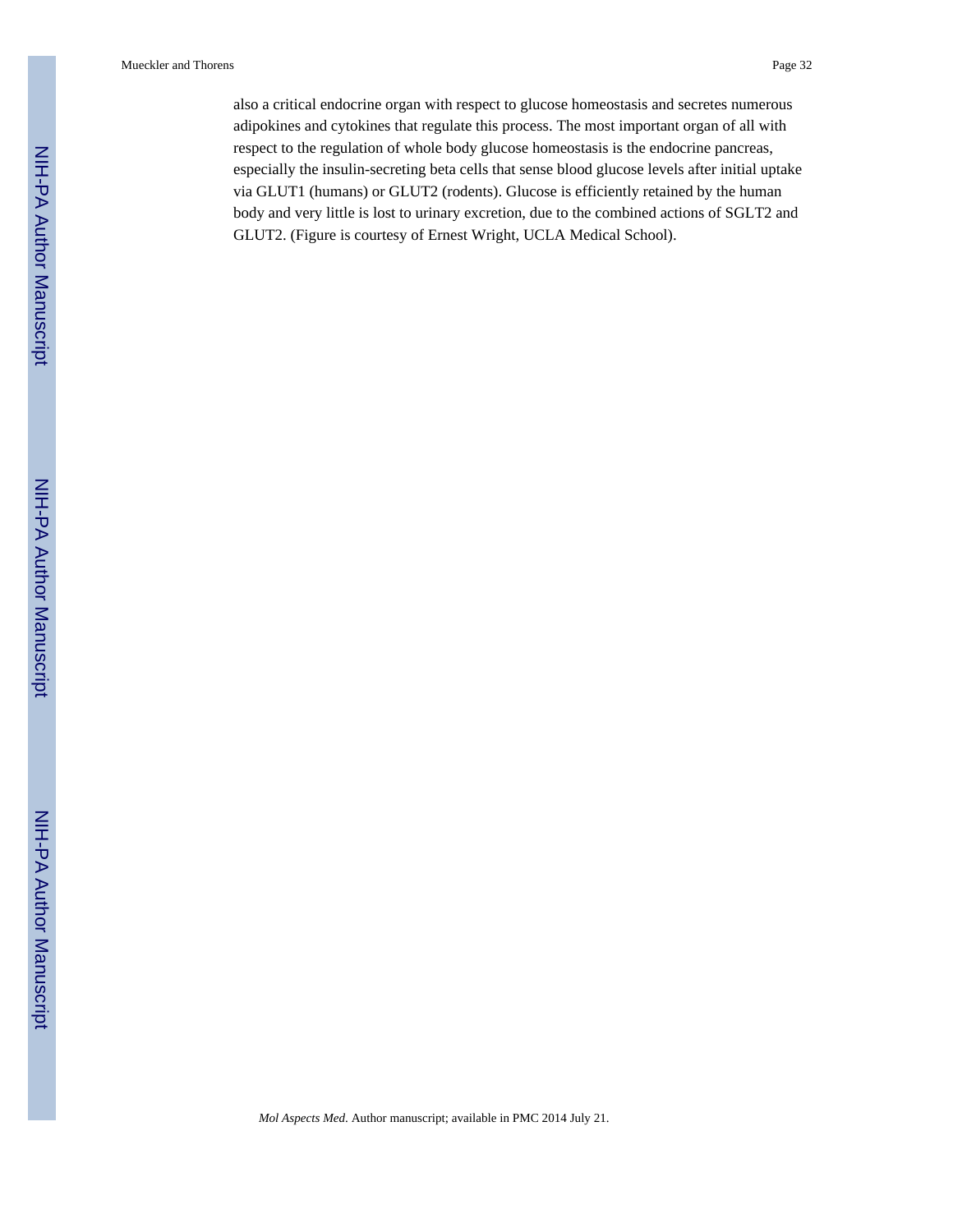also a critical endocrine organ with respect to glucose homeostasis and secretes numerous adipokines and cytokines that regulate this process. The most important organ of all with respect to the regulation of whole body glucose homeostasis is the endocrine pancreas, especially the insulin-secreting beta cells that sense blood glucose levels after initial uptake via GLUT1 (humans) or GLUT2 (rodents). Glucose is efficiently retained by the human body and very little is lost to urinary excretion, due to the combined actions of SGLT2 and GLUT2. (Figure is courtesy of Ernest Wright, UCLA Medical School).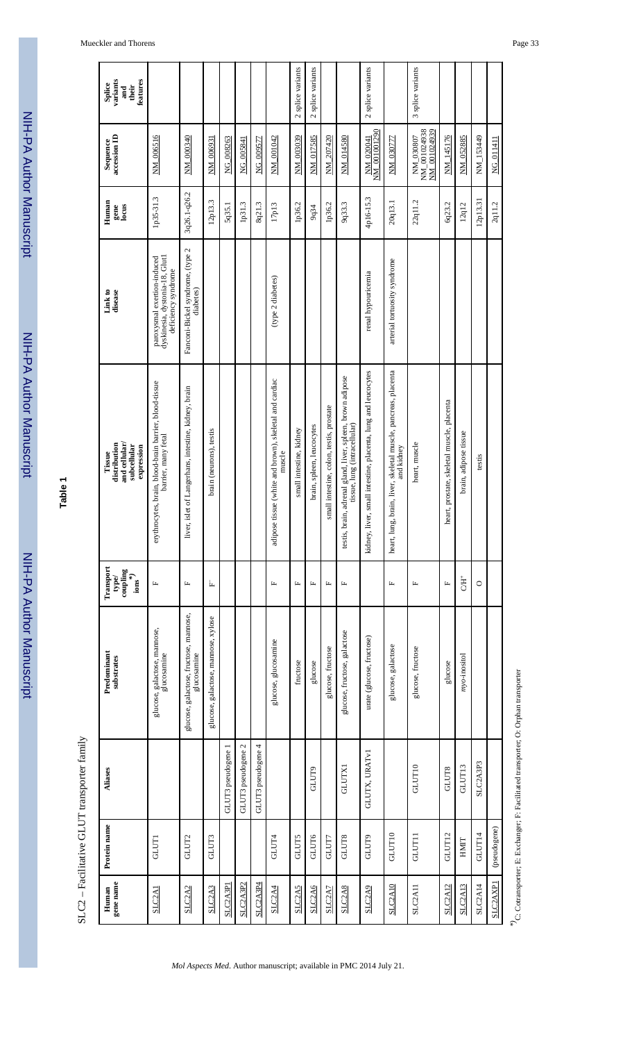## Table 1

SLC2 – Facilitative GLUT transporter family

| Human gene name | Protein name | Aliases | Predominant substrates | Transport type/ coupling ions *) | Tissue distribution and cellular/ subcellular expression | Link to disease | Human gene locus | Sequence accession ID | Splice variants and their features |
|---|---|---|---|---|---|---|---|---|---|
| SLC2A1 | GLUT1 | | glucose, galactose, mannose, glucosamine | F | erythrocytes, brain, blood-brain barrier, blood-tissue barrier, many fetal | paroxysmal exertion-induced dyskinesia, dystonia-18, Glut1 deficiency syndrome | 1p35-31.3 | NM_006516 | |
| SLC2A2 | GLUT2 | | glucose, galactose, fructose, mannose, glucosamine | F | liver, islet of Langerhans, intestine, kidney, brain | Fanconi-Bickel syndrome, (type 2 diabetes) | 3q26.1-q26.2 | NM_000340 | |
| SLC2A3 | GLUT3 | | glucose, galactose, mannose, xylose | F | brain (neurons), testis | | 12p13.3 | NM_006931 | |
| SLC2A3P1 | | GLUT3 pseudogene 1 | | | | | 5q35.1 | NG_008263 | |
| SLC2A3P2 | | GLUT3 pseudogene 2 | | | | | 1p31.3 | NG_005841 | |
| SLC2A3P4 | | GLUT3 pseudogene 4 | | | | | 8q21.3 | NG_009577 | |
| SLC2A4 | GLUT4 | | glucose, glucosamine | F | adipose tissue (white and brown), skeletal and cardiac muscle | (type 2 diabetes) | 17p13 | NM_001042 | |
| SLC2A5 | GLUT5 | | fructose | F | small intestine, kidney | | 1p36.2 | NM_003039 | 2 splice variants |
| SLC2A6 | GLUT6 | GLUT9 | glucose | F | brain, spleen, leucocytes | | 9q34 | NM_017585 | 2 splice variants |
| SLC2A7 | GLUT7 | | glucose, fructose | F | small intestine, colon, testis, prostate | | 1p36.2 | NM_207420 | |
| SLC2A8 | GLUT8 | GLUTX1 | glucose, fructose, galactose | F | testis, brain, adrenal gland, liver, spleen, brown adipose tissue, lung (intracellular) | | 9q33.3 | NM_014580 | |
| SLC2A9 | GLUT9 | GLUTX, URATv1 | urate (glucose, fructose) | | kidney, liver, small intestine, placenta, lung and leucocytes | renal hypouricemia | 4p16-15.3 | NM_020041 NM_001001290 | 2 splice variants |
| SLC2A10 | GLUT10 | | glucose, galactose | F | heart, lung, brain, liver, skeletal muscle, pancreas, placenta and kidney | arterial tortuosity syndrome | 20q13.1 | NM_030777 | |
| SLC2A11 | GLUT11 | GLUT10 | glucose, fructose | F | heart, muscle | | 22q11.2 | NM_030807 NM_001024938 NM_001024939 | 3 splice variants |
| SLC2A12 | GLUT12 | GLUT8 | glucose | F | heart, prostate, skeletal muscle, placenta | | 6q23.2 | NM_145176 | |
| SLC2A13 | HMIT | GLUT13 | *myo*-inositol | C/$H^+$ | brain, adipose tissue | | 12q12 | NM_052885 | |
| SLC2A14 | GLUT14 | SLC2A3P3 | | O | testis | | 12p13.31 | NM_153449 | |
| SLC2AXP1 | (pseudogene) | | | | | | 2q11.2 | NG_011411 | |

*) C: Cotransporter; E: Exchanger; F: Facilitated transporter; O: Orphan transporter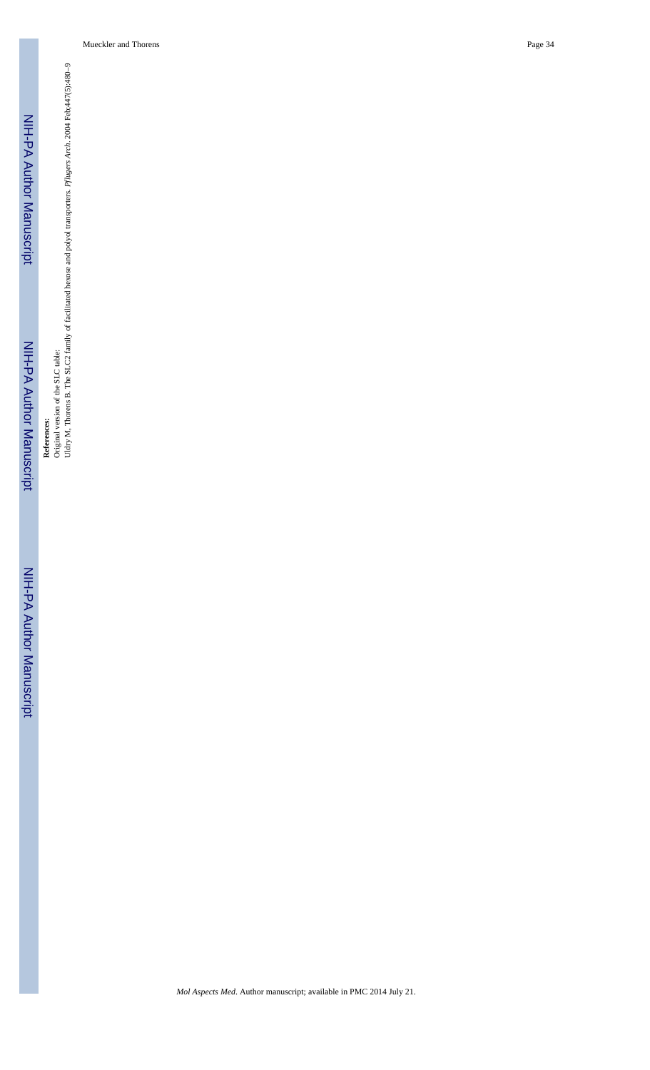**References:**

Original version of the SLC table:

Uldry M, Thorens B. The SLC2 family of facilitated hexose and polyol transporters. *Pflugers Arch*. 2004 Feb;447(5):480–9